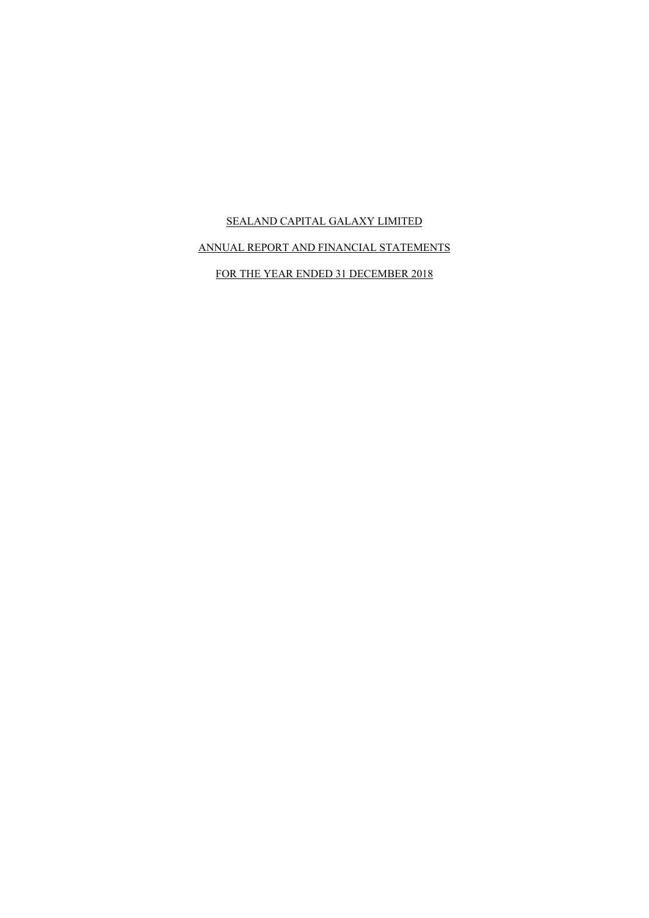# SEALAND CAPITAL GALAXY LIMITED

## ANNUAL REPORT AND FINANCIAL STATEMENTS

## FOR THE YEAR ENDED 31 DECEMBER 2018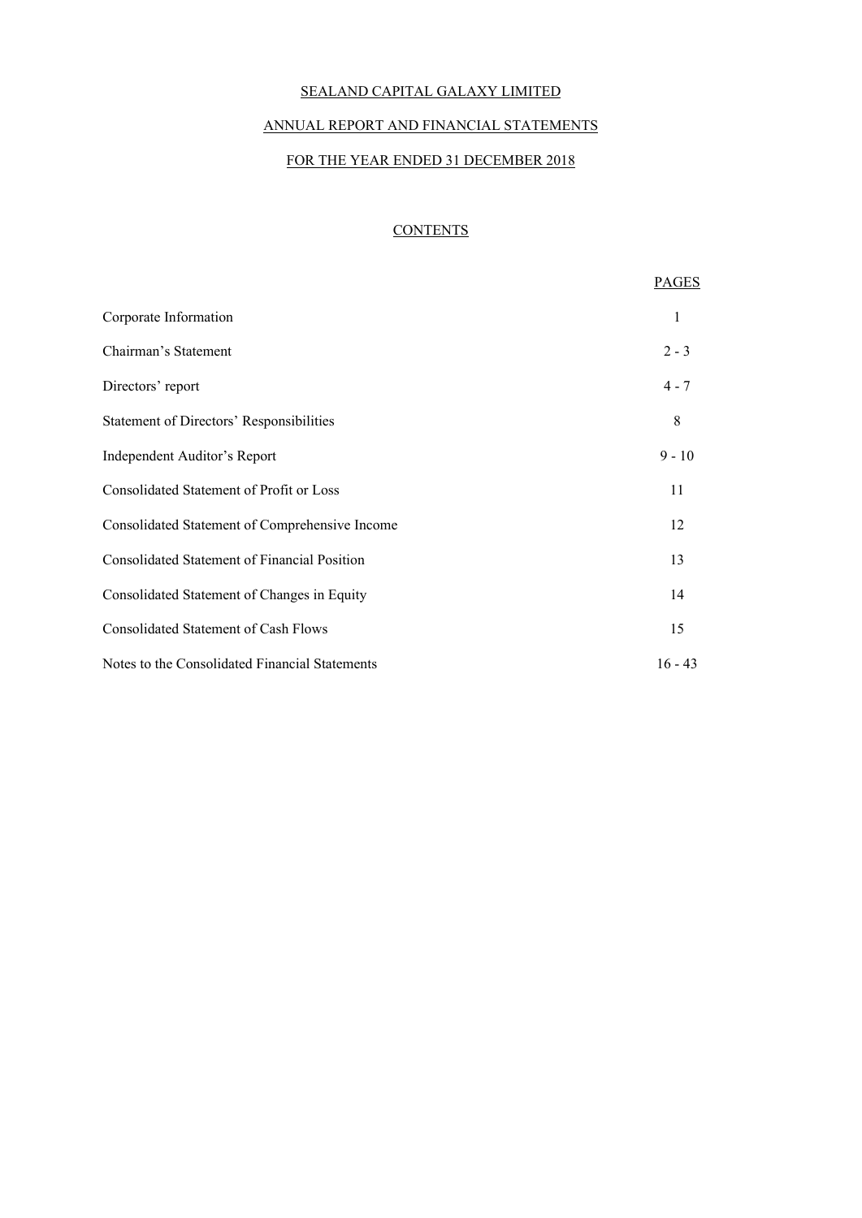# SEALAND CAPITAL GALAXY LIMITED

## ANNUAL REPORT AND FINANCIAL STATEMENTS

## FOR THE YEAR ENDED 31 DECEMBER 2018

### CONTENTS

| | PAGES |
|---|---|
| Corporate Information | 1 |
| Chairman's Statement | 2 - 3 |
| Directors' report | 4 - 7 |
| Statement of Directors' Responsibilities | 8 |
| Independent Auditor's Report | 9 - 10 |
| Consolidated Statement of Profit or Loss | 11 |
| Consolidated Statement of Comprehensive Income | 12 |
| Consolidated Statement of Financial Position | 13 |
| Consolidated Statement of Changes in Equity | 14 |
| Consolidated Statement of Cash Flows | 15 |
| Notes to the Consolidated Financial Statements | 16 - 43 |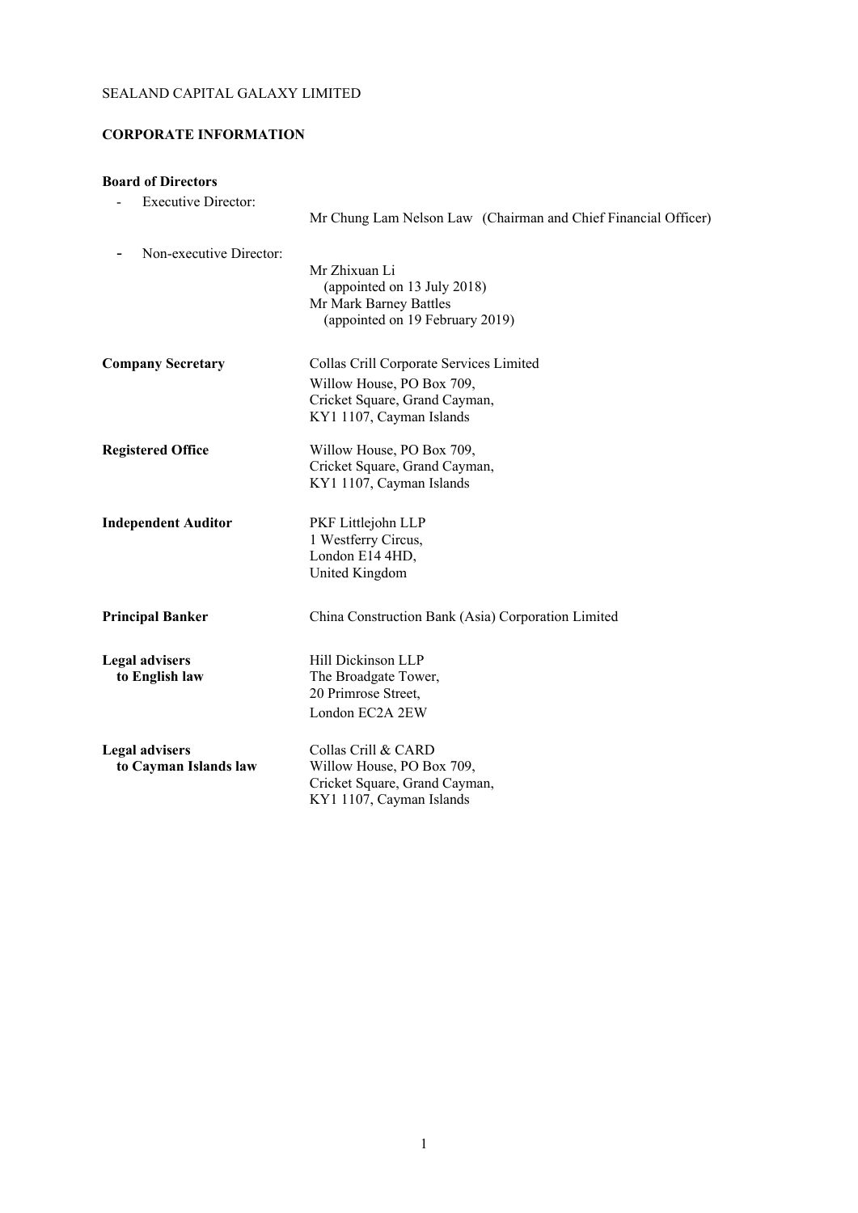SEALAND CAPITAL GALAXY LIMITED

## CORPORATE INFORMATION

### Board of Directors

- Executive Director:
  Mr Chung Lam Nelson Law (Chairman and Chief Financial Officer)

- Non-executive Director:
  Mr Zhixuan Li
  (appointed on 13 July 2018)
  Mr Mark Barney Battles
  (appointed on 19 February 2019)

**Company Secretary**
Collas Crill Corporate Services Limited
Willow House, PO Box 709,
Cricket Square, Grand Cayman,
KY1 1107, Cayman Islands

**Registered Office**
Willow House, PO Box 709,
Cricket Square, Grand Cayman,
KY1 1107, Cayman Islands

**Independent Auditor**
PKF Littlejohn LLP
1 Westferry Circus,
London E14 4HD,
United Kingdom

**Principal Banker**
China Construction Bank (Asia) Corporation Limited

**Legal advisers to English law**
Hill Dickinson LLP
The Broadgate Tower,
20 Primrose Street,
London EC2A 2EW

**Legal advisers to Cayman Islands law**
Collas Crill & CARD
Willow House, PO Box 709,
Cricket Square, Grand Cayman,
KY1 1107, Cayman Islands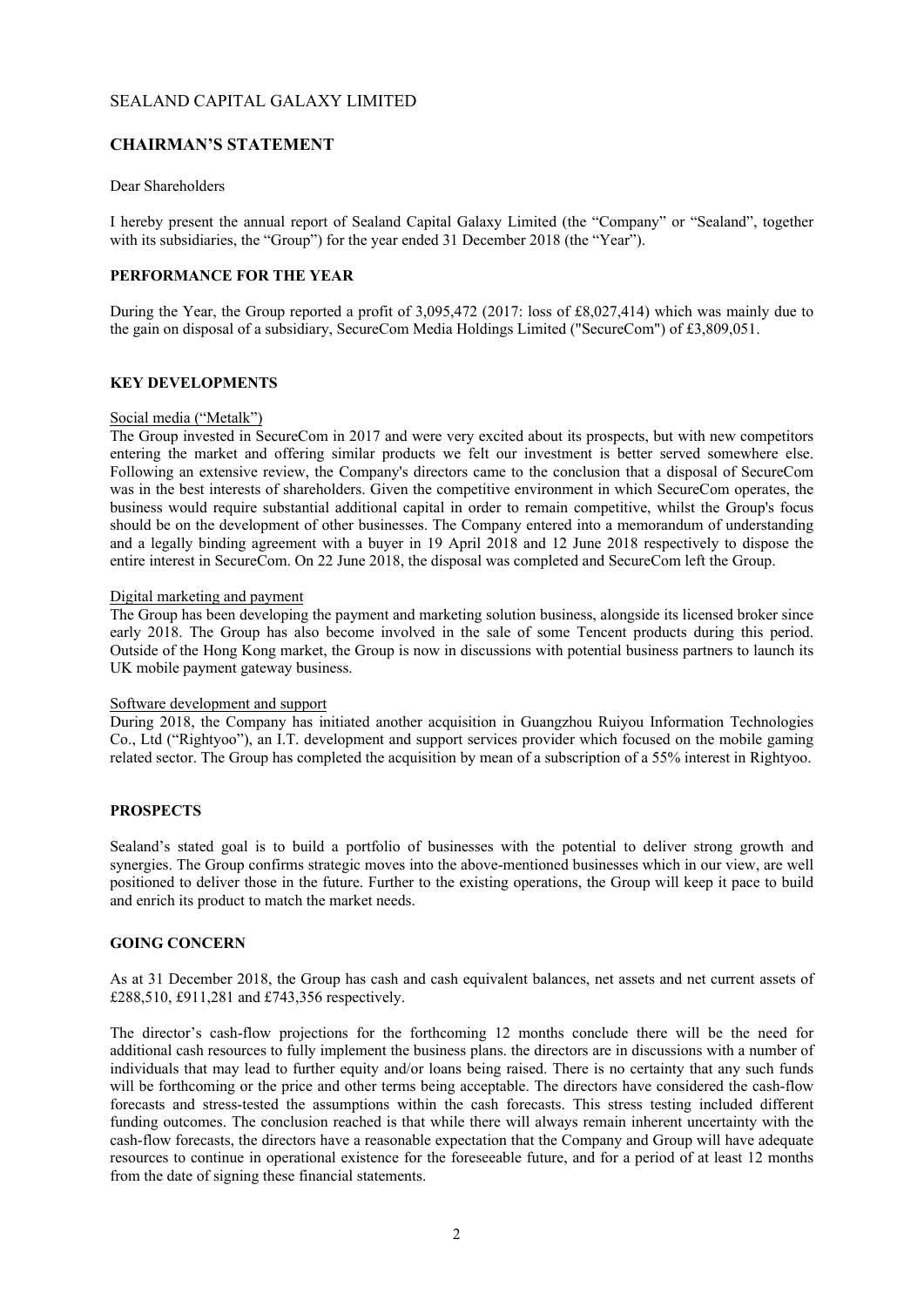SEALAND CAPITAL GALAXY LIMITED

## CHAIRMAN'S STATEMENT

Dear Shareholders

I hereby present the annual report of Sealand Capital Galaxy Limited (the "Company" or "Sealand", together with its subsidiaries, the "Group") for the year ended 31 December 2018 (the "Year").

### PERFORMANCE FOR THE YEAR

During the Year, the Group reported a profit of 3,095,472 (2017: loss of £8,027,414) which was mainly due to the gain on disposal of a subsidiary, SecureCom Media Holdings Limited ("SecureCom") of £3,809,051.

### KEY DEVELOPMENTS

Social media ("Metalk")

The Group invested in SecureCom in 2017 and were very excited about its prospects, but with new competitors entering the market and offering similar products we felt our investment is better served somewhere else. Following an extensive review, the Company's directors came to the conclusion that a disposal of SecureCom was in the best interests of shareholders. Given the competitive environment in which SecureCom operates, the business would require substantial additional capital in order to remain competitive, whilst the Group's focus should be on the development of other businesses. The Company entered into a memorandum of understanding and a legally binding agreement with a buyer in 19 April 2018 and 12 June 2018 respectively to dispose the entire interest in SecureCom. On 22 June 2018, the disposal was completed and SecureCom left the Group.

Digital marketing and payment

The Group has been developing the payment and marketing solution business, alongside its licensed broker since early 2018. The Group has also become involved in the sale of some Tencent products during this period. Outside of the Hong Kong market, the Group is now in discussions with potential business partners to launch its UK mobile payment gateway business.

Software development and support

During 2018, the Company has initiated another acquisition in Guangzhou Ruiyou Information Technologies Co., Ltd ("Rightyoo"), an I.T. development and support services provider which focused on the mobile gaming related sector. The Group has completed the acquisition by mean of a subscription of a 55% interest in Rightyoo.

### PROSPECTS

Sealand's stated goal is to build a portfolio of businesses with the potential to deliver strong growth and synergies. The Group confirms strategic moves into the above-mentioned businesses which in our view, are well positioned to deliver those in the future. Further to the existing operations, the Group will keep it pace to build and enrich its product to match the market needs.

### GOING CONCERN

As at 31 December 2018, the Group has cash and cash equivalent balances, net assets and net current assets of £288,510, £911,281 and £743,356 respectively.

The director's cash-flow projections for the forthcoming 12 months conclude there will be the need for additional cash resources to fully implement the business plans. the directors are in discussions with a number of individuals that may lead to further equity and/or loans being raised. There is no certainty that any such funds will be forthcoming or the price and other terms being acceptable. The directors have considered the cash-flow forecasts and stress-tested the assumptions within the cash forecasts. This stress testing included different funding outcomes. The conclusion reached is that while there will always remain inherent uncertainty with the cash-flow forecasts, the directors have a reasonable expectation that the Company and Group will have adequate resources to continue in operational existence for the foreseeable future, and for a period of at least 12 months from the date of signing these financial statements.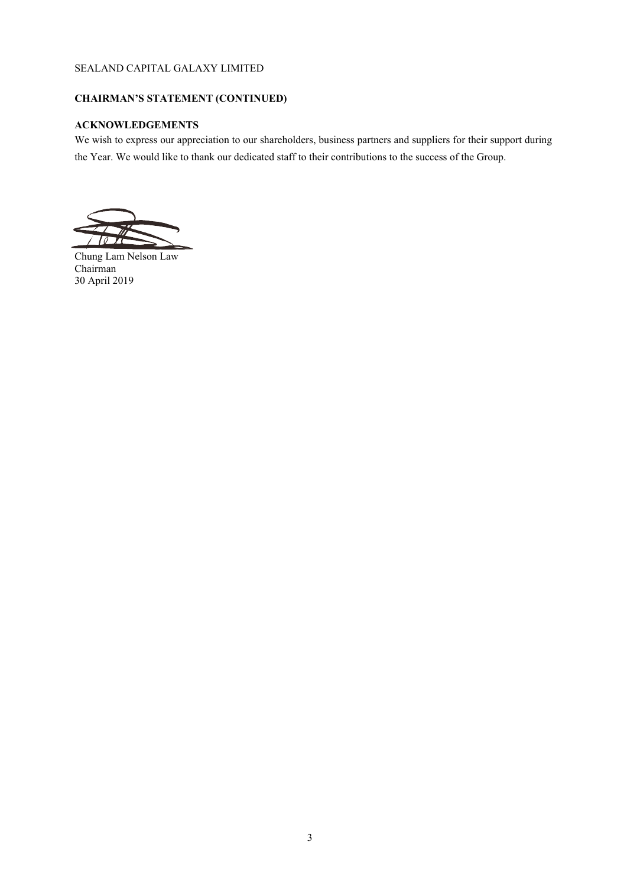SEALAND CAPITAL GALAXY LIMITED

**CHAIRMAN'S STATEMENT (CONTINUED)**

**ACKNOWLEDGEMENTS**

We wish to express our appreciation to our shareholders, business partners and suppliers for their support during the Year. We would like to thank our dedicated staff to their contributions to the success of the Group.

Chung Lam Nelson Law
Chairman
30 April 2019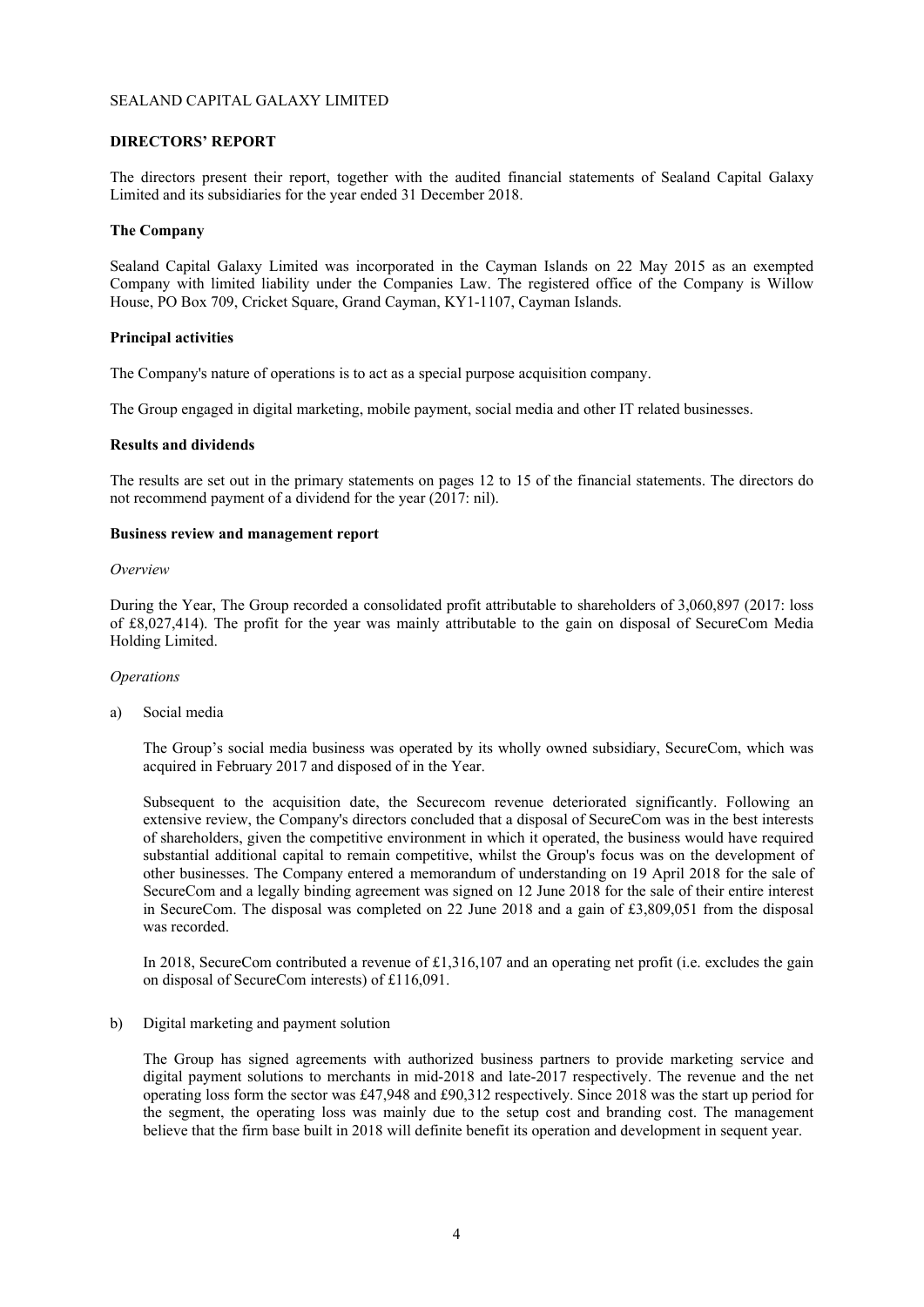SEALAND CAPITAL GALAXY LIMITED

## DIRECTORS' REPORT

The directors present their report, together with the audited financial statements of Sealand Capital Galaxy Limited and its subsidiaries for the year ended 31 December 2018.

### The Company

Sealand Capital Galaxy Limited was incorporated in the Cayman Islands on 22 May 2015 as an exempted Company with limited liability under the Companies Law. The registered office of the Company is Willow House, PO Box 709, Cricket Square, Grand Cayman, KY1-1107, Cayman Islands.

### Principal activities

The Company's nature of operations is to act as a special purpose acquisition company.

The Group engaged in digital marketing, mobile payment, social media and other IT related businesses.

### Results and dividends

The results are set out in the primary statements on pages 12 to 15 of the financial statements. The directors do not recommend payment of a dividend for the year (2017: nil).

### Business review and management report

*Overview*

During the Year, The Group recorded a consolidated profit attributable to shareholders of 3,060,897 (2017: loss of £8,027,414). The profit for the year was mainly attributable to the gain on disposal of SecureCom Media Holding Limited.

*Operations*

a) Social media

The Group's social media business was operated by its wholly owned subsidiary, SecureCom, which was acquired in February 2017 and disposed of in the Year.

Subsequent to the acquisition date, the Securecom revenue deteriorated significantly. Following an extensive review, the Company's directors concluded that a disposal of SecureCom was in the best interests of shareholders, given the competitive environment in which it operated, the business would have required substantial additional capital to remain competitive, whilst the Group's focus was on the development of other businesses. The Company entered a memorandum of understanding on 19 April 2018 for the sale of SecureCom and a legally binding agreement was signed on 12 June 2018 for the sale of their entire interest in SecureCom. The disposal was completed on 22 June 2018 and a gain of £3,809,051 from the disposal was recorded.

In 2018, SecureCom contributed a revenue of £1,316,107 and an operating net profit (i.e. excludes the gain on disposal of SecureCom interests) of £116,091.

b) Digital marketing and payment solution

The Group has signed agreements with authorized business partners to provide marketing service and digital payment solutions to merchants in mid-2018 and late-2017 respectively. The revenue and the net operating loss form the sector was £47,948 and £90,312 respectively. Since 2018 was the start up period for the segment, the operating loss was mainly due to the setup cost and branding cost. The management believe that the firm base built in 2018 will definite benefit its operation and development in sequent year.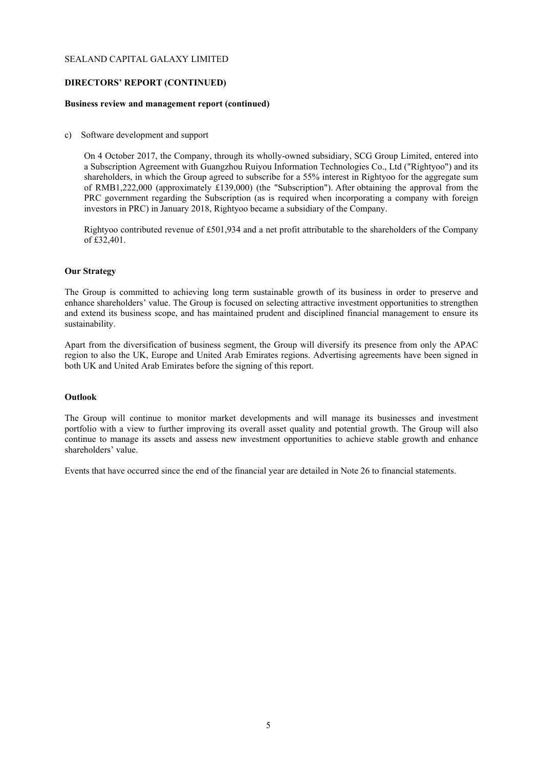SEALAND CAPITAL GALAXY LIMITED

**DIRECTORS' REPORT (CONTINUED)**

**Business review and management report (continued)**

c) Software development and support

On 4 October 2017, the Company, through its wholly-owned subsidiary, SCG Group Limited, entered into a Subscription Agreement with Guangzhou Ruiyou Information Technologies Co., Ltd ("Rightyoo") and its shareholders, in which the Group agreed to subscribe for a 55% interest in Rightyoo for the aggregate sum of RMB1,222,000 (approximately £139,000) (the "Subscription"). After obtaining the approval from the PRC government regarding the Subscription (as is required when incorporating a company with foreign investors in PRC) in January 2018, Rightyoo became a subsidiary of the Company.

Rightyoo contributed revenue of £501,934 and a net profit attributable to the shareholders of the Company of £32,401.

## Our Strategy

The Group is committed to achieving long term sustainable growth of its business in order to preserve and enhance shareholders' value. The Group is focused on selecting attractive investment opportunities to strengthen and extend its business scope, and has maintained prudent and disciplined financial management to ensure its sustainability.

Apart from the diversification of business segment, the Group will diversify its presence from only the APAC region to also the UK, Europe and United Arab Emirates regions. Advertising agreements have been signed in both UK and United Arab Emirates before the signing of this report.

## Outlook

The Group will continue to monitor market developments and will manage its businesses and investment portfolio with a view to further improving its overall asset quality and potential growth. The Group will also continue to manage its assets and assess new investment opportunities to achieve stable growth and enhance shareholders' value.

Events that have occurred since the end of the financial year are detailed in Note 26 to financial statements.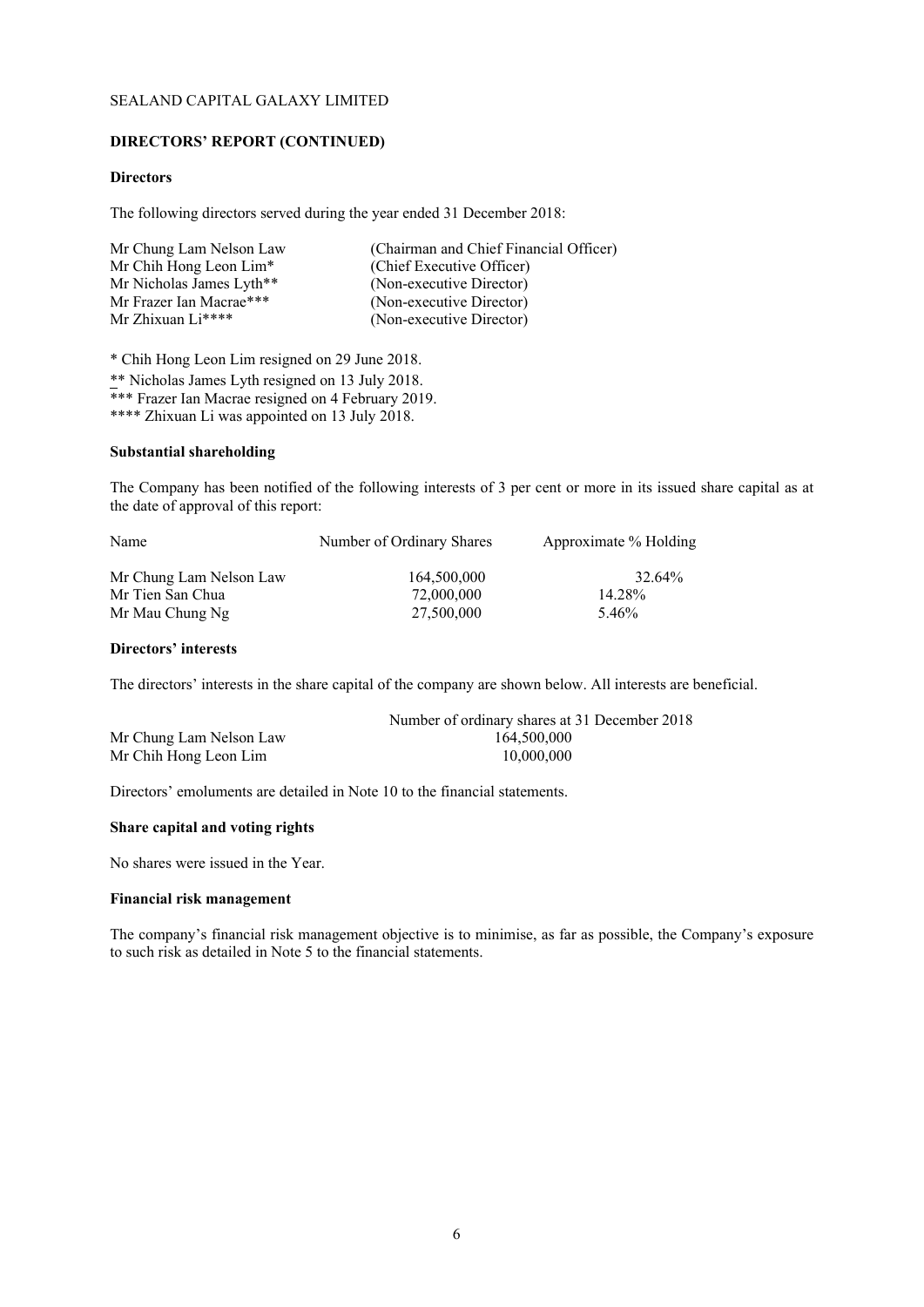SEALAND CAPITAL GALAXY LIMITED

**DIRECTORS' REPORT (CONTINUED)**

**Directors**

The following directors served during the year ended 31 December 2018:

| | |
|---|---|
| Mr Chung Lam Nelson Law | (Chairman and Chief Financial Officer) |
| Mr Chih Hong Leon Lim* | (Chief Executive Officer) |
| Mr Nicholas James Lyth** | (Non-executive Director) |
| Mr Frazer Ian Macrae*** | (Non-executive Director) |
| Mr Zhixuan Li**** | (Non-executive Director) |

* Chih Hong Leon Lim resigned on 29 June 2018.

** Nicholas James Lyth resigned on 13 July 2018.

*** Frazer Ian Macrae resigned on 4 February 2019.

**** Zhixuan Li was appointed on 13 July 2018.

**Substantial shareholding**

The Company has been notified of the following interests of 3 per cent or more in its issued share capital as at the date of approval of this report:

| Name | Number of Ordinary Shares | Approximate % Holding |
|---|---|---|
| Mr Chung Lam Nelson Law | 164,500,000 | 32.64% |
| Mr Tien San Chua | 72,000,000 | 14.28% |
| Mr Mau Chung Ng | 27,500,000 | 5.46% |

**Directors' interests**

The directors' interests in the share capital of the company are shown below. All interests are beneficial.

| | Number of ordinary shares at 31 December 2018 |
|---|---|
| Mr Chung Lam Nelson Law | 164,500,000 |
| Mr Chih Hong Leon Lim | 10,000,000 |

Directors' emoluments are detailed in Note 10 to the financial statements.

**Share capital and voting rights**

No shares were issued in the Year.

**Financial risk management**

The company's financial risk management objective is to minimise, as far as possible, the Company's exposure to such risk as detailed in Note 5 to the financial statements.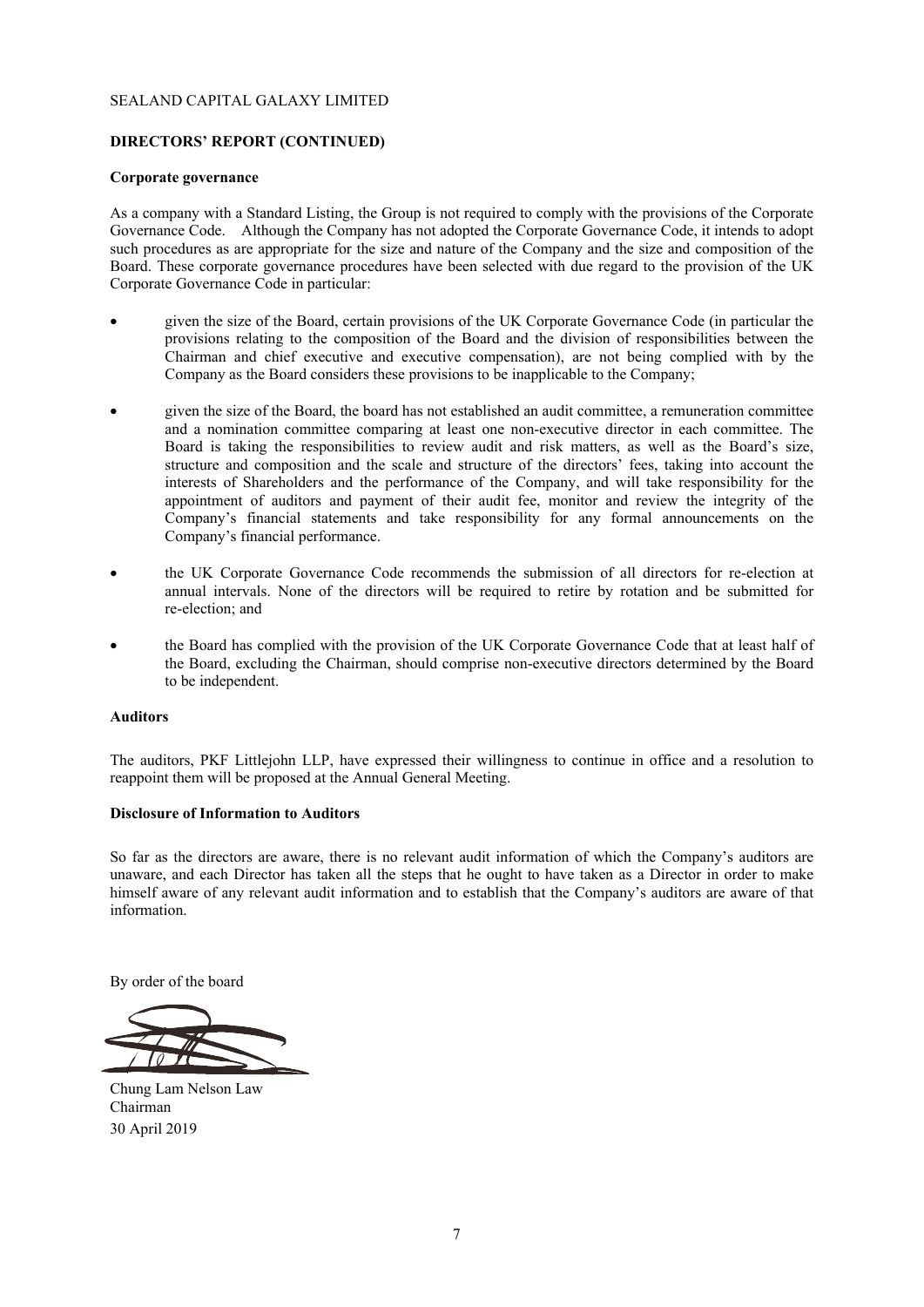SEALAND CAPITAL GALAXY LIMITED

**DIRECTORS' REPORT (CONTINUED)**

**Corporate governance**

As a company with a Standard Listing, the Group is not required to comply with the provisions of the Corporate Governance Code. Although the Company has not adopted the Corporate Governance Code, it intends to adopt such procedures as are appropriate for the size and nature of the Company and the size and composition of the Board. These corporate governance procedures have been selected with due regard to the provision of the UK Corporate Governance Code in particular:

- given the size of the Board, certain provisions of the UK Corporate Governance Code (in particular the provisions relating to the composition of the Board and the division of responsibilities between the Chairman and chief executive and executive compensation), are not being complied with by the Company as the Board considers these provisions to be inapplicable to the Company;

- given the size of the Board, the board has not established an audit committee, a remuneration committee and a nomination committee comparing at least one non-executive director in each committee. The Board is taking the responsibilities to review audit and risk matters, as well as the Board's size, structure and composition and the scale and structure of the directors' fees, taking into account the interests of Shareholders and the performance of the Company, and will take responsibility for the appointment of auditors and payment of their audit fee, monitor and review the integrity of the Company's financial statements and take responsibility for any formal announcements on the Company's financial performance.

- the UK Corporate Governance Code recommends the submission of all directors for re-election at annual intervals. None of the directors will be required to retire by rotation and be submitted for re-election; and

- the Board has complied with the provision of the UK Corporate Governance Code that at least half of the Board, excluding the Chairman, should comprise non-executive directors determined by the Board to be independent.

**Auditors**

The auditors, PKF Littlejohn LLP, have expressed their willingness to continue in office and a resolution to reappoint them will be proposed at the Annual General Meeting.

**Disclosure of Information to Auditors**

So far as the directors are aware, there is no relevant audit information of which the Company's auditors are unaware, and each Director has taken all the steps that he ought to have taken as a Director in order to make himself aware of any relevant audit information and to establish that the Company's auditors are aware of that information.

By order of the board

Chung Lam Nelson Law
Chairman
30 April 2019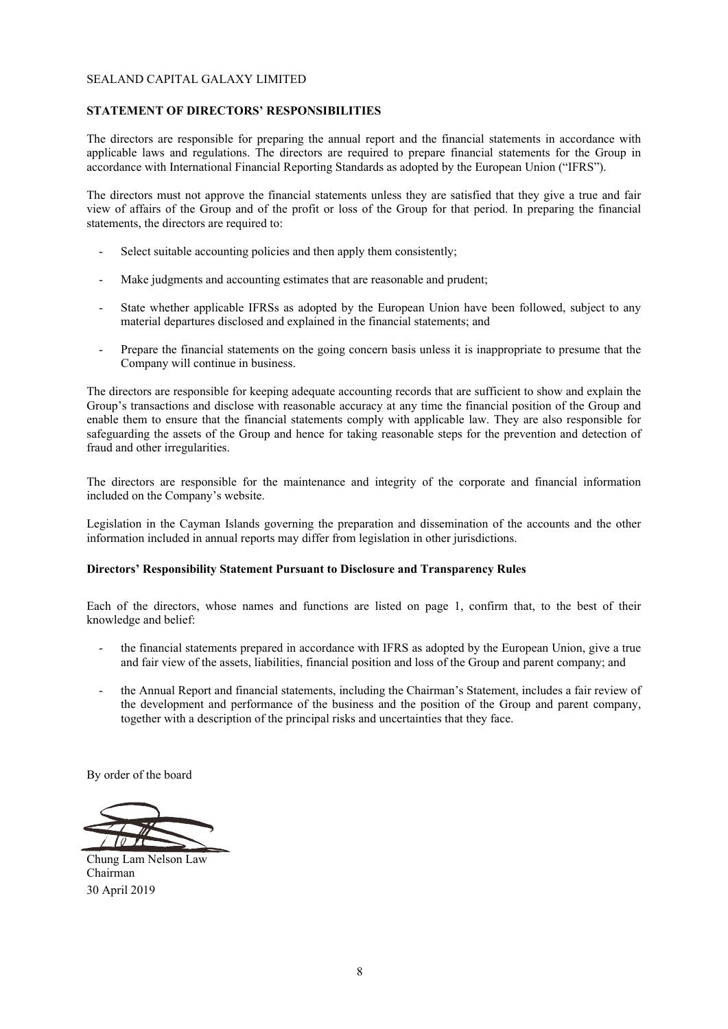SEALAND CAPITAL GALAXY LIMITED

## STATEMENT OF DIRECTORS' RESPONSIBILITIES

The directors are responsible for preparing the annual report and the financial statements in accordance with applicable laws and regulations. The directors are required to prepare financial statements for the Group in accordance with International Financial Reporting Standards as adopted by the European Union ("IFRS").

The directors must not approve the financial statements unless they are satisfied that they give a true and fair view of affairs of the Group and of the profit or loss of the Group for that period. In preparing the financial statements, the directors are required to:

- Select suitable accounting policies and then apply them consistently;
- Make judgments and accounting estimates that are reasonable and prudent;
- State whether applicable IFRSs as adopted by the European Union have been followed, subject to any material departures disclosed and explained in the financial statements; and
- Prepare the financial statements on the going concern basis unless it is inappropriate to presume that the Company will continue in business.

The directors are responsible for keeping adequate accounting records that are sufficient to show and explain the Group's transactions and disclose with reasonable accuracy at any time the financial position of the Group and enable them to ensure that the financial statements comply with applicable law. They are also responsible for safeguarding the assets of the Group and hence for taking reasonable steps for the prevention and detection of fraud and other irregularities.

The directors are responsible for the maintenance and integrity of the corporate and financial information included on the Company's website.

Legislation in the Cayman Islands governing the preparation and dissemination of the accounts and the other information included in annual reports may differ from legislation in other jurisdictions.

### Directors' Responsibility Statement Pursuant to Disclosure and Transparency Rules

Each of the directors, whose names and functions are listed on page 1, confirm that, to the best of their knowledge and belief:

- the financial statements prepared in accordance with IFRS as adopted by the European Union, give a true and fair view of the assets, liabilities, financial position and loss of the Group and parent company; and
- the Annual Report and financial statements, including the Chairman's Statement, includes a fair review of the development and performance of the business and the position of the Group and parent company, together with a description of the principal risks and uncertainties that they face.

By order of the board

Chung Lam Nelson Law
Chairman
30 April 2019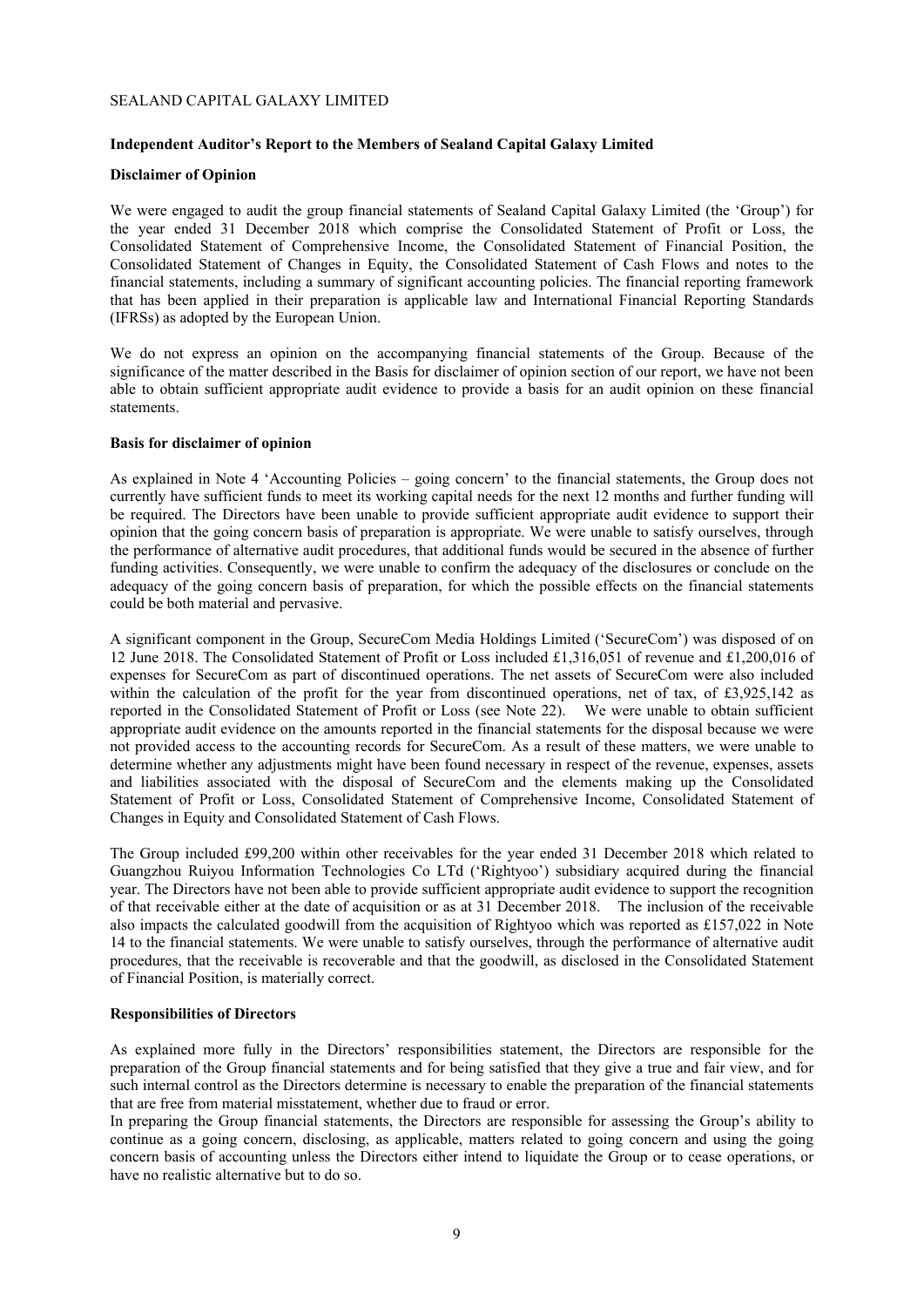SEALAND CAPITAL GALAXY LIMITED

**Independent Auditor's Report to the Members of Sealand Capital Galaxy Limited**

**Disclaimer of Opinion**

We were engaged to audit the group financial statements of Sealand Capital Galaxy Limited (the 'Group') for the year ended 31 December 2018 which comprise the Consolidated Statement of Profit or Loss, the Consolidated Statement of Comprehensive Income, the Consolidated Statement of Financial Position, the Consolidated Statement of Changes in Equity, the Consolidated Statement of Cash Flows and notes to the financial statements, including a summary of significant accounting policies. The financial reporting framework that has been applied in their preparation is applicable law and International Financial Reporting Standards (IFRSs) as adopted by the European Union.

We do not express an opinion on the accompanying financial statements of the Group. Because of the significance of the matter described in the Basis for disclaimer of opinion section of our report, we have not been able to obtain sufficient appropriate audit evidence to provide a basis for an audit opinion on these financial statements.

**Basis for disclaimer of opinion**

As explained in Note 4 'Accounting Policies – going concern' to the financial statements, the Group does not currently have sufficient funds to meet its working capital needs for the next 12 months and further funding will be required. The Directors have been unable to provide sufficient appropriate audit evidence to support their opinion that the going concern basis of preparation is appropriate. We were unable to satisfy ourselves, through the performance of alternative audit procedures, that additional funds would be secured in the absence of further funding activities. Consequently, we were unable to confirm the adequacy of the disclosures or conclude on the adequacy of the going concern basis of preparation, for which the possible effects on the financial statements could be both material and pervasive.

A significant component in the Group, SecureCom Media Holdings Limited ('SecureCom') was disposed of on 12 June 2018. The Consolidated Statement of Profit or Loss included £1,316,051 of revenue and £1,200,016 of expenses for SecureCom as part of discontinued operations. The net assets of SecureCom were also included within the calculation of the profit for the year from discontinued operations, net of tax, of £3,925,142 as reported in the Consolidated Statement of Profit or Loss (see Note 22). We were unable to obtain sufficient appropriate audit evidence on the amounts reported in the financial statements for the disposal because we were not provided access to the accounting records for SecureCom. As a result of these matters, we were unable to determine whether any adjustments might have been found necessary in respect of the revenue, expenses, assets and liabilities associated with the disposal of SecureCom and the elements making up the Consolidated Statement of Profit or Loss, Consolidated Statement of Comprehensive Income, Consolidated Statement of Changes in Equity and Consolidated Statement of Cash Flows.

The Group included £99,200 within other receivables for the year ended 31 December 2018 which related to Guangzhou Ruiyou Information Technologies Co LTd ('Rightyoo') subsidiary acquired during the financial year. The Directors have not been able to provide sufficient appropriate audit evidence to support the recognition of that receivable either at the date of acquisition or as at 31 December 2018. The inclusion of the receivable also impacts the calculated goodwill from the acquisition of Rightyoo which was reported as £157,022 in Note 14 to the financial statements. We were unable to satisfy ourselves, through the performance of alternative audit procedures, that the receivable is recoverable and that the goodwill, as disclosed in the Consolidated Statement of Financial Position, is materially correct.

**Responsibilities of Directors**

As explained more fully in the Directors' responsibilities statement, the Directors are responsible for the preparation of the Group financial statements and for being satisfied that they give a true and fair view, and for such internal control as the Directors determine is necessary to enable the preparation of the financial statements that are free from material misstatement, whether due to fraud or error.

In preparing the Group financial statements, the Directors are responsible for assessing the Group's ability to continue as a going concern, disclosing, as applicable, matters related to going concern and using the going concern basis of accounting unless the Directors either intend to liquidate the Group or to cease operations, or have no realistic alternative but to do so.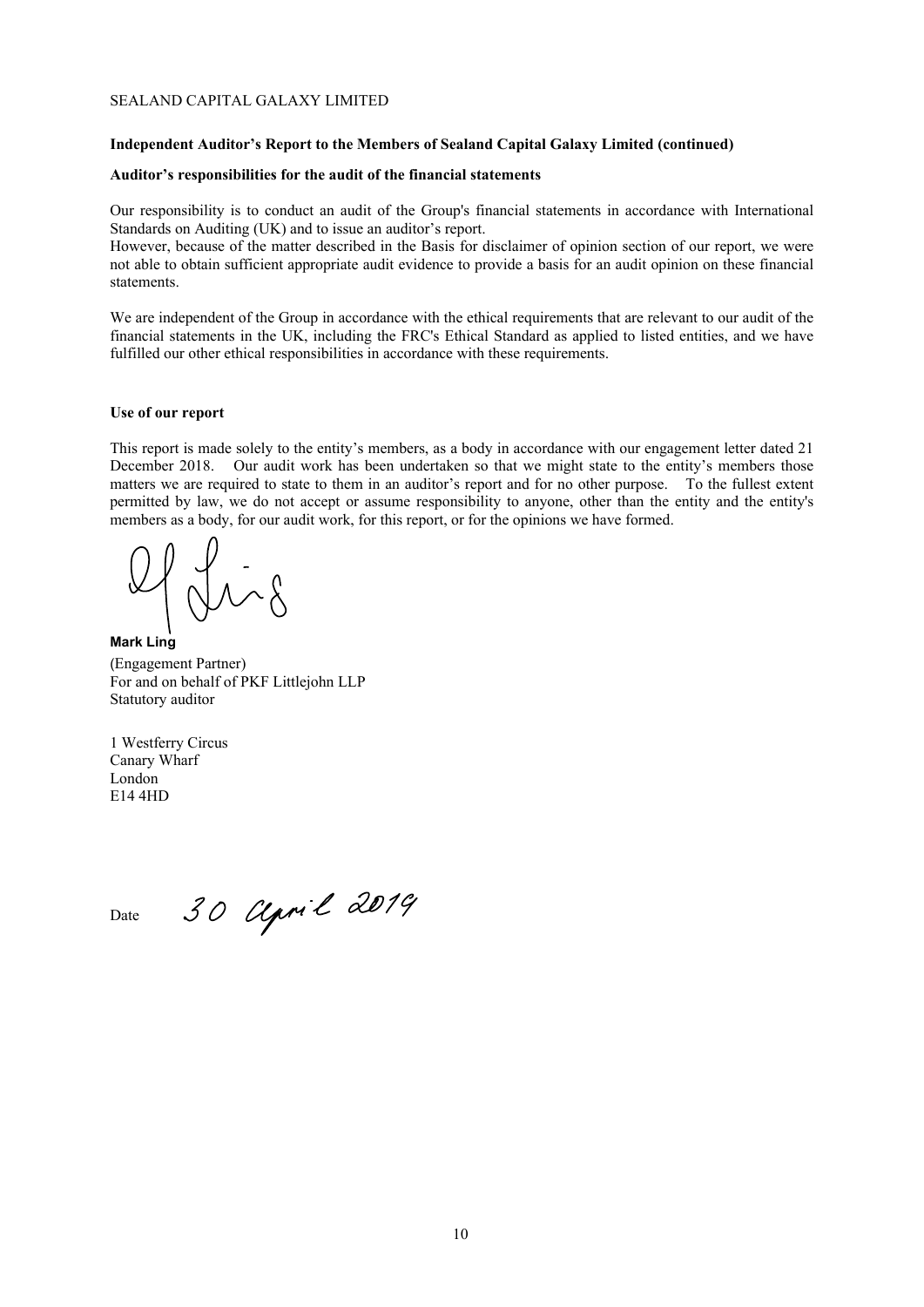SEALAND CAPITAL GALAXY LIMITED

**Independent Auditor's Report to the Members of Sealand Capital Galaxy Limited (continued)**

**Auditor's responsibilities for the audit of the financial statements**

Our responsibility is to conduct an audit of the Group's financial statements in accordance with International Standards on Auditing (UK) and to issue an auditor's report.
However, because of the matter described in the Basis for disclaimer of opinion section of our report, we were not able to obtain sufficient appropriate audit evidence to provide a basis for an audit opinion on these financial statements.

We are independent of the Group in accordance with the ethical requirements that are relevant to our audit of the financial statements in the UK, including the FRC's Ethical Standard as applied to listed entities, and we have fulfilled our other ethical responsibilities in accordance with these requirements.

**Use of our report**

This report is made solely to the entity's members, as a body in accordance with our engagement letter dated 21 December 2018. Our audit work has been undertaken so that we might state to the entity's members those matters we are required to state to them in an auditor's report and for no other purpose. To the fullest extent permitted by law, we do not accept or assume responsibility to anyone, other than the entity and the entity's members as a body, for our audit work, for this report, or for the opinions we have formed.

**Mark Ling**
(Engagement Partner)
For and on behalf of PKF Littlejohn LLP
Statutory auditor

1 Westferry Circus
Canary Wharf
London
E14 4HD

Date 30 April 2019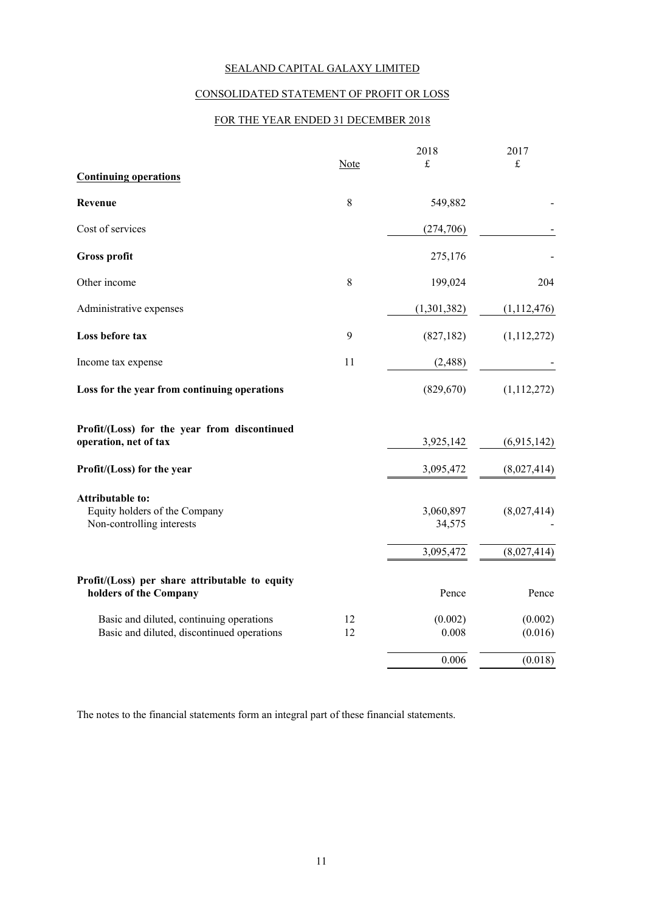SEALAND CAPITAL GALAXY LIMITED

CONSOLIDATED STATEMENT OF PROFIT OR LOSS

FOR THE YEAR ENDED 31 DECEMBER 2018

| | Note | 2018 £ | 2017 £ |
|---|---|---|---|
| **Continuing operations** | | | |
| **Revenue** | 8 | 549,882 | - |
| Cost of services | | (274,706) | - |
| **Gross profit** | | 275,176 | - |
| Other income | 8 | 199,024 | 204 |
| Administrative expenses | | (1,301,382) | (1,112,476) |
| **Loss before tax** | 9 | (827,182) | (1,112,272) |
| Income tax expense | 11 | (2,488) | - |
| **Loss for the year from continuing operations** | | (829,670) | (1,112,272) |
| **Profit/(Loss) for the year from discontinued operation, net of tax** | | 3,925,142 | (6,915,142) |
| **Profit/(Loss) for the year** | | 3,095,472 | (8,027,414) |
| **Attributable to:** | | | |
| Equity holders of the Company | | 3,060,897 | (8,027,414) |
| Non-controlling interests | | 34,575 | - |
| | | 3,095,472 | (8,027,414) |
| **Profit/(Loss) per share attributable to equity holders of the Company** | | Pence | Pence |
| Basic and diluted, continuing operations | 12 | (0.002) | (0.002) |
| Basic and diluted, discontinued operations | 12 | 0.008 | (0.016) |
| | | 0.006 | (0.018) |

The notes to the financial statements form an integral part of these financial statements.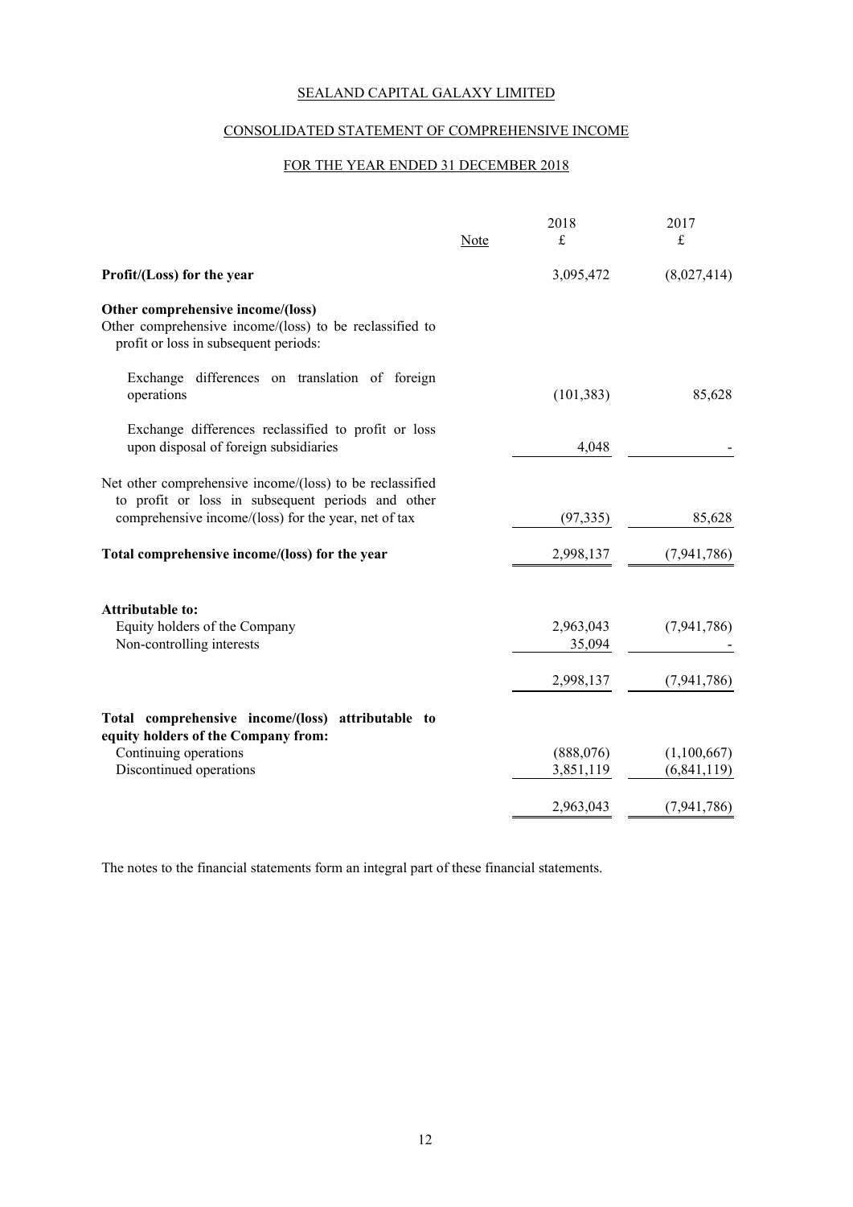# SEALAND CAPITAL GALAXY LIMITED

## CONSOLIDATED STATEMENT OF COMPREHENSIVE INCOME

### FOR THE YEAR ENDED 31 DECEMBER 2018

| | Note | 2018 £ | 2017 £ |
|---|---|---|---|
| **Profit/(Loss) for the year** | | 3,095,472 | (8,027,414) |
| **Other comprehensive income/(loss)** | | | |
| Other comprehensive income/(loss) to be reclassified to profit or loss in subsequent periods: | | | |
| Exchange differences on translation of foreign operations | | (101,383) | 85,628 |
| Exchange differences reclassified to profit or loss upon disposal of foreign subsidiaries | | 4,048 | - |
| Net other comprehensive income/(loss) to be reclassified to profit or loss in subsequent periods and other comprehensive income/(loss) for the year, net of tax | | (97,335) | 85,628 |
| **Total comprehensive income/(loss) for the year** | | 2,998,137 | (7,941,786) |
| **Attributable to:** | | | |
| Equity holders of the Company | | 2,963,043 | (7,941,786) |
| Non-controlling interests | | 35,094 | - |
| | | 2,998,137 | (7,941,786) |
| **Total comprehensive income/(loss) attributable to equity holders of the Company from:** | | | |
| Continuing operations | | (888,076) | (1,100,667) |
| Discontinued operations | | 3,851,119 | (6,841,119) |
| | | 2,963,043 | (7,941,786) |

The notes to the financial statements form an integral part of these financial statements.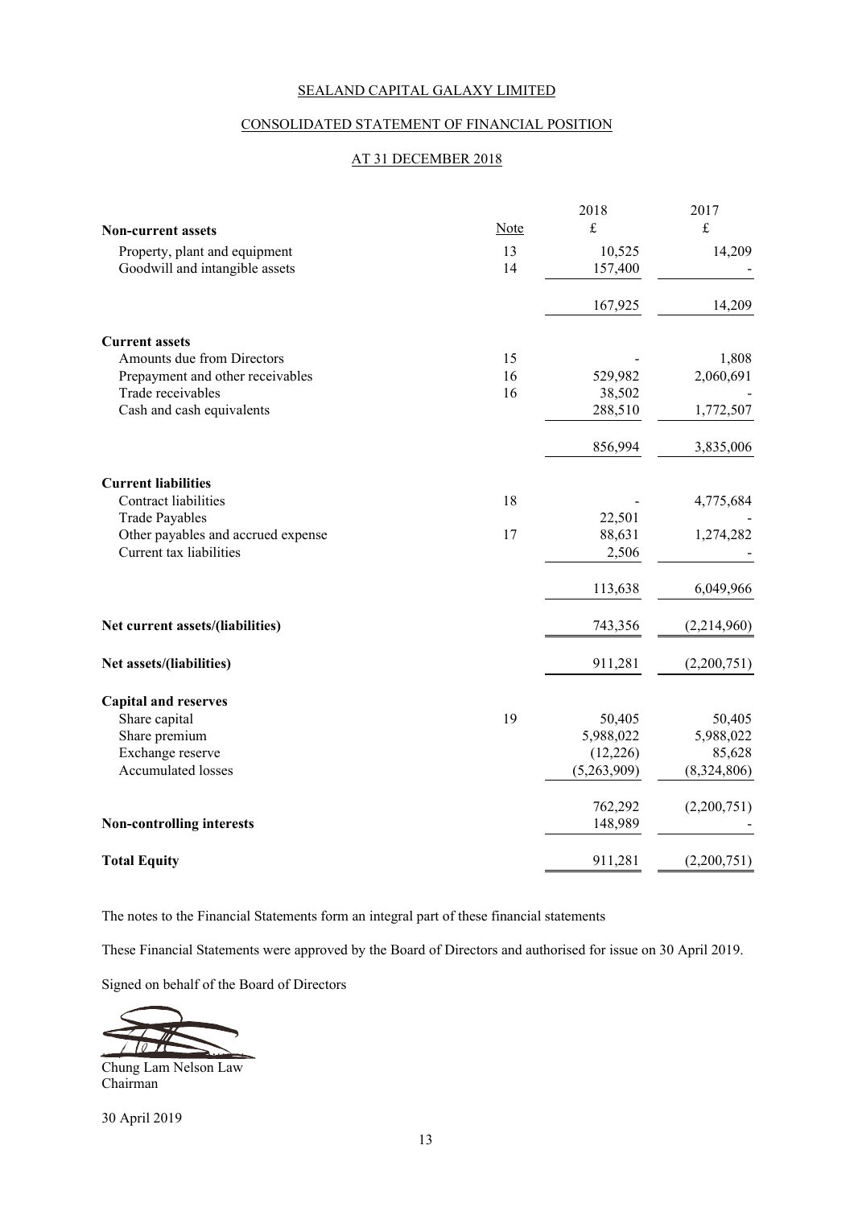SEALAND CAPITAL GALAXY LIMITED

CONSOLIDATED STATEMENT OF FINANCIAL POSITION

AT 31 DECEMBER 2018

| | Note | 2018 £ | 2017 £ |
|---|---|---|---|
| **Non-current assets** | | | |
| Property, plant and equipment | 13 | 10,525 | 14,209 |
| Goodwill and intangible assets | 14 | 157,400 | - |
| | | 167,925 | 14,209 |
| **Current assets** | | | |
| Amounts due from Directors | 15 | - | 1,808 |
| Prepayment and other receivables | 16 | 529,982 | 2,060,691 |
| Trade receivables | 16 | 38,502 | - |
| Cash and cash equivalents | | 288,510 | 1,772,507 |
| | | 856,994 | 3,835,006 |
| **Current liabilities** | | | |
| Contract liabilities | 18 | - | 4,775,684 |
| Trade Payables | | 22,501 | - |
| Other payables and accrued expense | 17 | 88,631 | 1,274,282 |
| Current tax liabilities | | 2,506 | - |
| | | 113,638 | 6,049,966 |
| **Net current assets/(liabilities)** | | 743,356 | (2,214,960) |
| **Net assets/(liabilities)** | | 911,281 | (2,200,751) |
| **Capital and reserves** | | | |
| Share capital | 19 | 50,405 | 50,405 |
| Share premium | | 5,988,022 | 5,988,022 |
| Exchange reserve | | (12,226) | 85,628 |
| Accumulated losses | | (5,263,909) | (8,324,806) |
| | | 762,292 | (2,200,751) |
| **Non-controlling interests** | | 148,989 | - |
| **Total Equity** | | 911,281 | (2,200,751) |

The notes to the Financial Statements form an integral part of these financial statements

These Financial Statements were approved by the Board of Directors and authorised for issue on 30 April 2019.

Signed on behalf of the Board of Directors

Chung Lam Nelson Law
Chairman

30 April 2019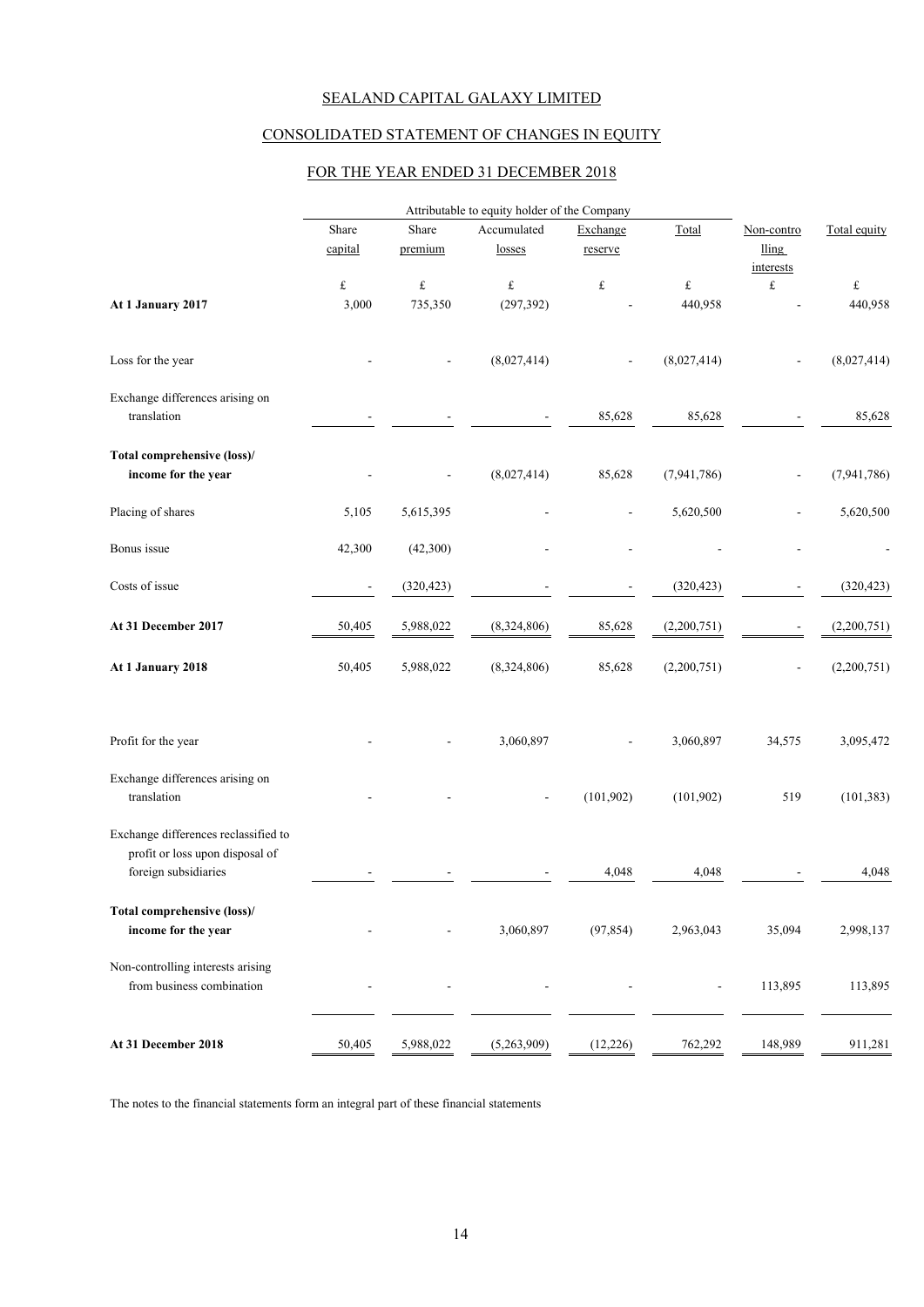# SEALAND CAPITAL GALAXY LIMITED

## CONSOLIDATED STATEMENT OF CHANGES IN EQUITY

## FOR THE YEAR ENDED 31 DECEMBER 2018

| | Attributable to equity holder of the Company | | | | | | |
|---|---|---|---|---|---|---|---|
| | Share capital | Share premium | Accumulated losses | Exchange reserve | Total | Non-controlling interests | Total equity |
| | £ | £ | £ | £ | £ | £ | £ |
| **At 1 January 2017** | 3,000 | 735,350 | (297,392) | - | 440,958 | - | 440,958 |
| Loss for the year | - | - | (8,027,414) | - | (8,027,414) | - | (8,027,414) |
| Exchange differences arising on translation | - | - | - | 85,628 | 85,628 | - | 85,628 |
| **Total comprehensive (loss)/ income for the year** | - | - | (8,027,414) | 85,628 | (7,941,786) | - | (7,941,786) |
| Placing of shares | 5,105 | 5,615,395 | - | - | 5,620,500 | - | 5,620,500 |
| Bonus issue | 42,300 | (42,300) | - | - | - | - | - |
| Costs of issue | - | (320,423) | - | - | (320,423) | - | (320,423) |
| **At 31 December 2017** | 50,405 | 5,988,022 | (8,324,806) | 85,628 | (2,200,751) | - | (2,200,751) |
| **At 1 January 2018** | 50,405 | 5,988,022 | (8,324,806) | 85,628 | (2,200,751) | - | (2,200,751) |
| Profit for the year | - | - | 3,060,897 | - | 3,060,897 | 34,575 | 3,095,472 |
| Exchange differences arising on translation | - | - | - | (101,902) | (101,902) | 519 | (101,383) |
| Exchange differences reclassified to profit or loss upon disposal of foreign subsidiaries | - | - | - | 4,048 | 4,048 | - | 4,048 |
| **Total comprehensive (loss)/ income for the year** | - | - | 3,060,897 | (97,854) | 2,963,043 | 35,094 | 2,998,137 |
| Non-controlling interests arising from business combination | - | - | - | - | - | 113,895 | 113,895 |
| **At 31 December 2018** | 50,405 | 5,988,022 | (5,263,909) | (12,226) | 762,292 | 148,989 | 911,281 |

The notes to the financial statements form an integral part of these financial statements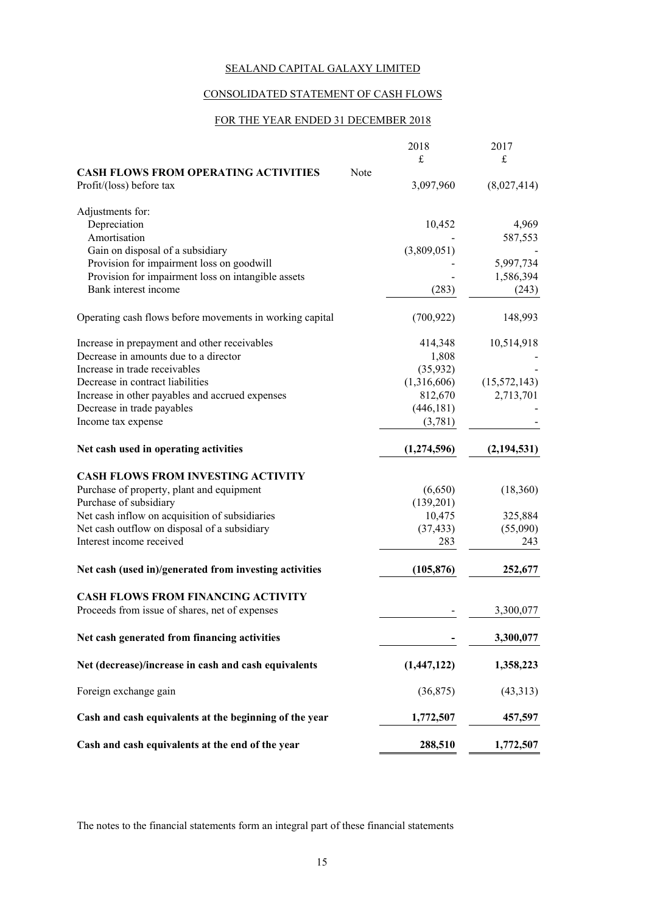SEALAND CAPITAL GALAXY LIMITED

CONSOLIDATED STATEMENT OF CASH FLOWS

FOR THE YEAR ENDED 31 DECEMBER 2018

| | Note | 2018<br>£ | 2017<br>£ |
|---|---|---|---|
| **CASH FLOWS FROM OPERATING ACTIVITIES** | | | |
| Profit/(loss) before tax | | 3,097,960 | (8,027,414) |
| Adjustments for: | | | |
| Depreciation | | 10,452 | 4,969 |
| Amortisation | | - | 587,553 |
| Gain on disposal of a subsidiary | | (3,809,051) | - |
| Provision for impairment loss on goodwill | | - | 5,997,734 |
| Provision for impairment loss on intangible assets | | - | 1,586,394 |
| Bank interest income | | (283) | (243) |
| Operating cash flows before movements in working capital | | (700,922) | 148,993 |
| Increase in prepayment and other receivables | | 414,348 | 10,514,918 |
| Decrease in amounts due to a director | | 1,808 | - |
| Increase in trade receivables | | (35,932) | - |
| Decrease in contract liabilities | | (1,316,606) | (15,572,143) |
| Increase in other payables and accrued expenses | | 812,670 | 2,713,701 |
| Decrease in trade payables | | (446,181) | - |
| Income tax expense | | (3,781) | - |
| **Net cash used in operating activities** | | **(1,274,596)** | **(2,194,531)** |
| **CASH FLOWS FROM INVESTING ACTIVITY** | | | |
| Purchase of property, plant and equipment | | (6,650) | (18,360) |
| Purchase of subsidiary | | (139,201) | |
| Net cash inflow on acquisition of subsidiaries | | 10,475 | 325,884 |
| Net cash outflow on disposal of a subsidiary | | (37,433) | (55,090) |
| Interest income received | | 283 | 243 |
| **Net cash (used in)/generated from investing activities** | | **(105,876)** | **252,677** |
| **CASH FLOWS FROM FINANCING ACTIVITY** | | | |
| Proceeds from issue of shares, net of expenses | | - | 3,300,077 |
| **Net cash generated from financing activities** | | **-** | **3,300,077** |
| **Net (decrease)/increase in cash and cash equivalents** | | **(1,447,122)** | **1,358,223** |
| Foreign exchange gain | | (36,875) | (43,313) |
| **Cash and cash equivalents at the beginning of the year** | | **1,772,507** | **457,597** |
| **Cash and cash equivalents at the end of the year** | | **288,510** | **1,772,507** |

The notes to the financial statements form an integral part of these financial statements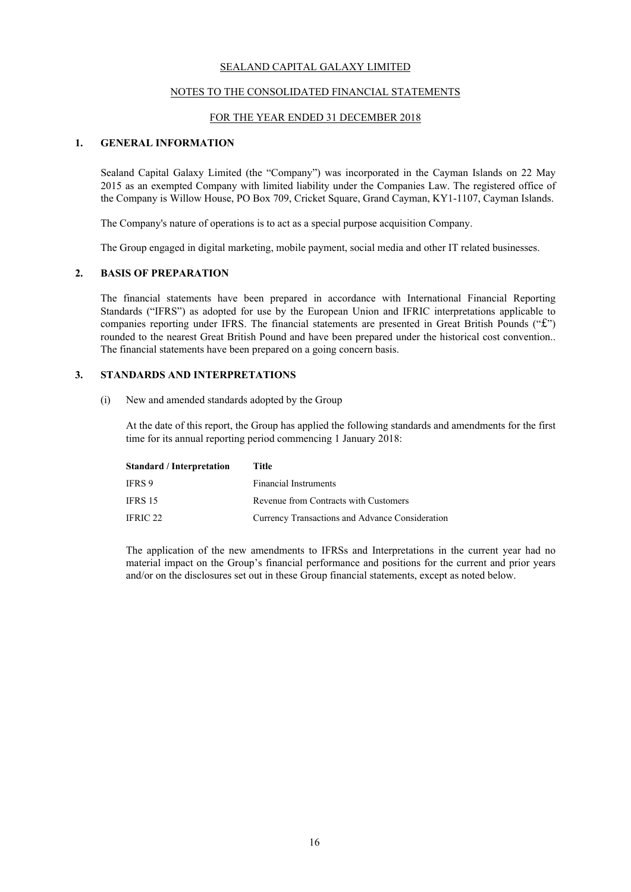SEALAND CAPITAL GALAXY LIMITED

NOTES TO THE CONSOLIDATED FINANCIAL STATEMENTS

FOR THE YEAR ENDED 31 DECEMBER 2018

## 1. GENERAL INFORMATION

Sealand Capital Galaxy Limited (the "Company") was incorporated in the Cayman Islands on 22 May 2015 as an exempted Company with limited liability under the Companies Law. The registered office of the Company is Willow House, PO Box 709, Cricket Square, Grand Cayman, KY1-1107, Cayman Islands.

The Company's nature of operations is to act as a special purpose acquisition Company.

The Group engaged in digital marketing, mobile payment, social media and other IT related businesses.

## 2. BASIS OF PREPARATION

The financial statements have been prepared in accordance with International Financial Reporting Standards ("IFRS") as adopted for use by the European Union and IFRIC interpretations applicable to companies reporting under IFRS. The financial statements are presented in Great British Pounds ("£") rounded to the nearest Great British Pound and have been prepared under the historical cost convention.. The financial statements have been prepared on a going concern basis.

## 3. STANDARDS AND INTERPRETATIONS

(i) New and amended standards adopted by the Group

At the date of this report, the Group has applied the following standards and amendments for the first time for its annual reporting period commencing 1 January 2018:

| Standard / Interpretation | Title |
|---|---|
| IFRS 9 | Financial Instruments |
| IFRS 15 | Revenue from Contracts with Customers |
| IFRIC 22 | Currency Transactions and Advance Consideration |

The application of the new amendments to IFRSs and Interpretations in the current year had no material impact on the Group's financial performance and positions for the current and prior years and/or on the disclosures set out in these Group financial statements, except as noted below.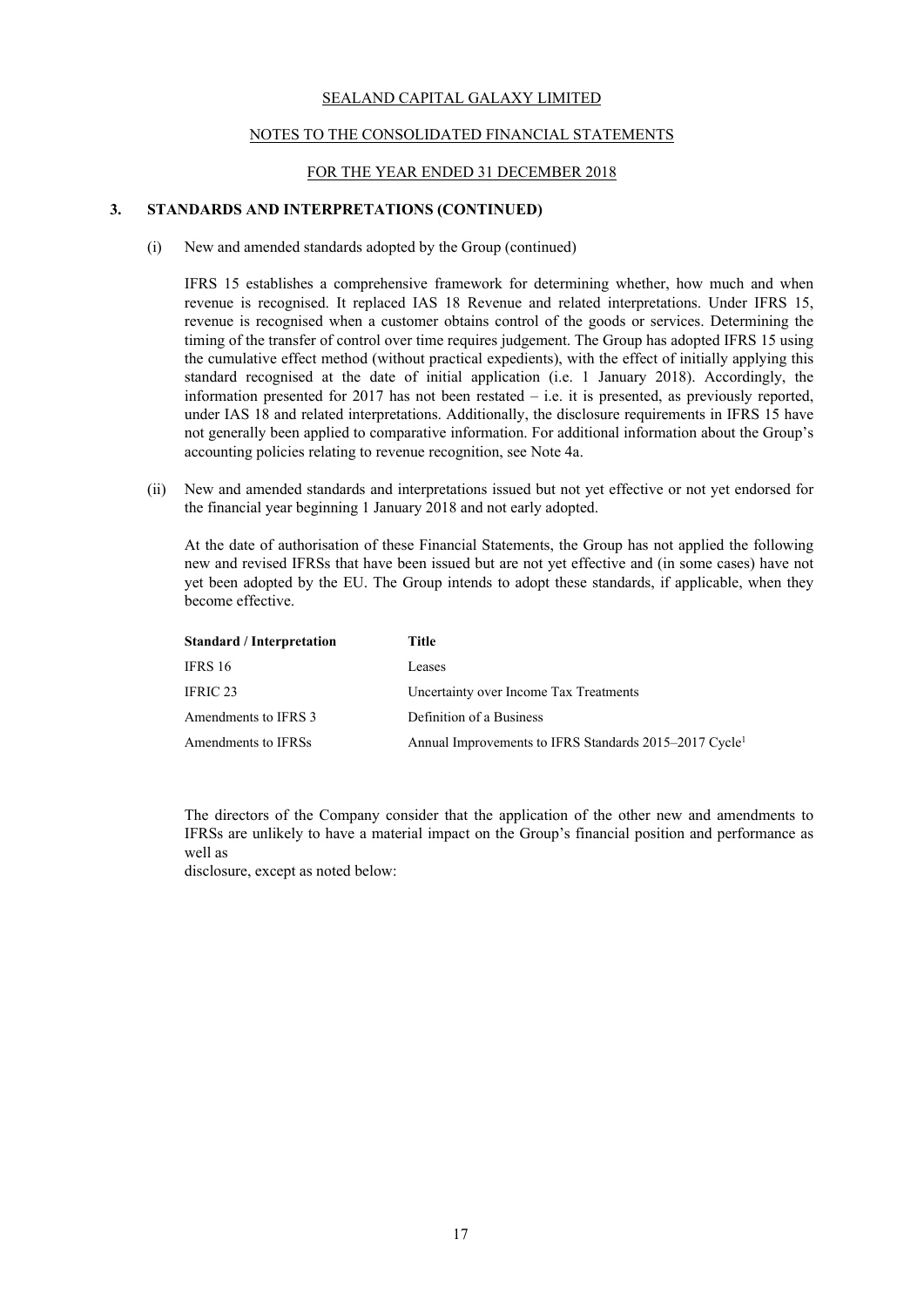## 3. STANDARDS AND INTERPRETATIONS (CONTINUED)

(i) New and amended standards adopted by the Group (continued)

IFRS 15 establishes a comprehensive framework for determining whether, how much and when revenue is recognised. It replaced IAS 18 Revenue and related interpretations. Under IFRS 15, revenue is recognised when a customer obtains control of the goods or services. Determining the timing of the transfer of control over time requires judgement. The Group has adopted IFRS 15 using the cumulative effect method (without practical expedients), with the effect of initially applying this standard recognised at the date of initial application (i.e. 1 January 2018). Accordingly, the information presented for 2017 has not been restated – i.e. it is presented, as previously reported, under IAS 18 and related interpretations. Additionally, the disclosure requirements in IFRS 15 have not generally been applied to comparative information. For additional information about the Group's accounting policies relating to revenue recognition, see Note 4a.

(ii) New and amended standards and interpretations issued but not yet effective or not yet endorsed for the financial year beginning 1 January 2018 and not early adopted.

At the date of authorisation of these Financial Statements, the Group has not applied the following new and revised IFRSs that have been issued but are not yet effective and (in some cases) have not yet been adopted by the EU. The Group intends to adopt these standards, if applicable, when they become effective.

| Standard / Interpretation | Title |
|---|---|
| IFRS 16 | Leases |
| IFRIC 23 | Uncertainty over Income Tax Treatments |
| Amendments to IFRS 3 | Definition of a Business |
| Amendments to IFRSs | Annual Improvements to IFRS Standards 2015–2017 Cycle[1] |

The directors of the Company consider that the application of the other new and amendments to IFRSs are unlikely to have a material impact on the Group's financial position and performance as well as
disclosure, except as noted below: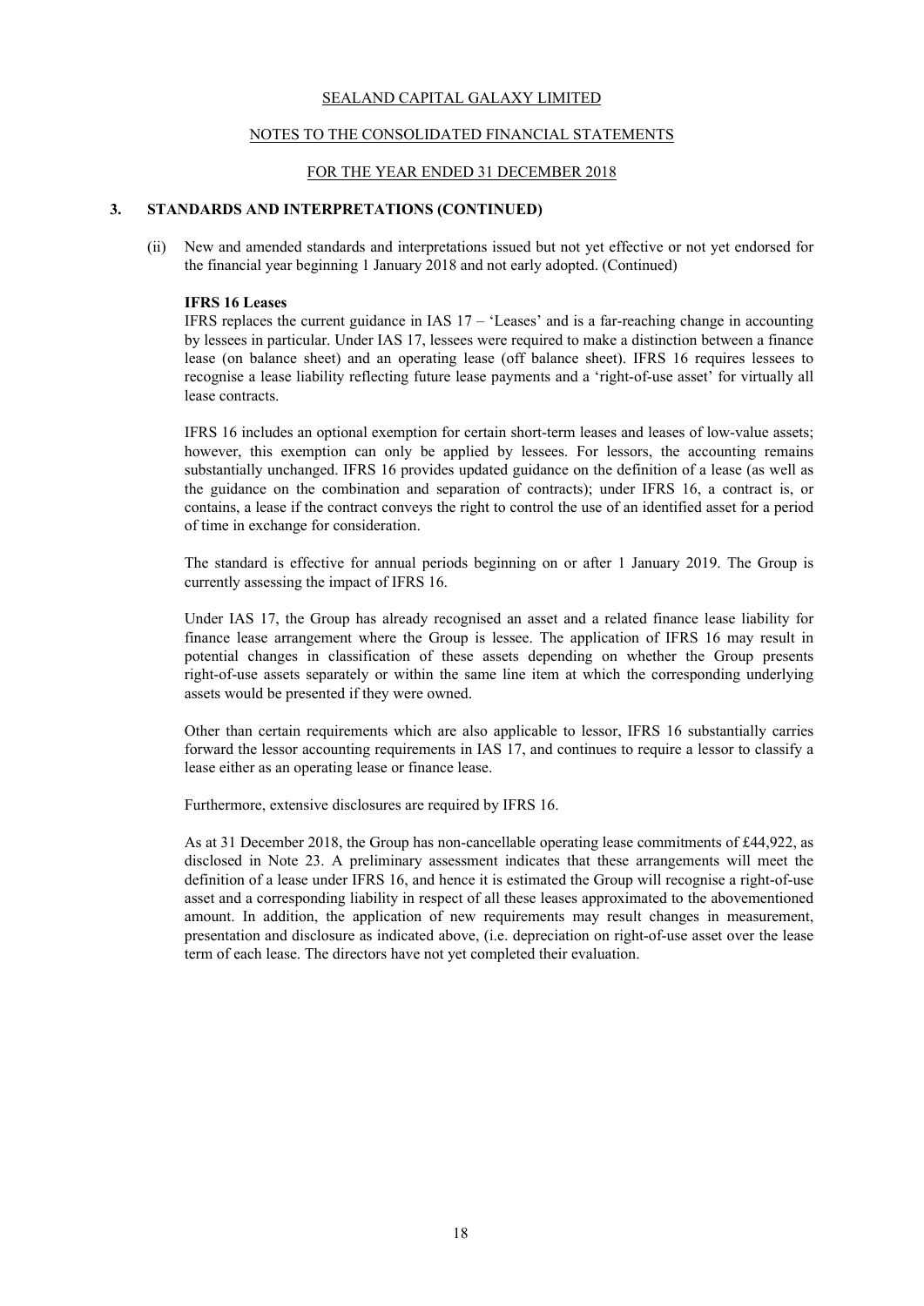SEALAND CAPITAL GALAXY LIMITED

NOTES TO THE CONSOLIDATED FINANCIAL STATEMENTS

FOR THE YEAR ENDED 31 DECEMBER 2018

## 3. STANDARDS AND INTERPRETATIONS (CONTINUED)

(ii) New and amended standards and interpretations issued but not yet effective or not yet endorsed for the financial year beginning 1 January 2018 and not early adopted. (Continued)

**IFRS 16 Leases**

IFRS replaces the current guidance in IAS 17 – 'Leases' and is a far-reaching change in accounting by lessees in particular. Under IAS 17, lessees were required to make a distinction between a finance lease (on balance sheet) and an operating lease (off balance sheet). IFRS 16 requires lessees to recognise a lease liability reflecting future lease payments and a 'right-of-use asset' for virtually all lease contracts.

IFRS 16 includes an optional exemption for certain short-term leases and leases of low-value assets; however, this exemption can only be applied by lessees. For lessors, the accounting remains substantially unchanged. IFRS 16 provides updated guidance on the definition of a lease (as well as the guidance on the combination and separation of contracts); under IFRS 16, a contract is, or contains, a lease if the contract conveys the right to control the use of an identified asset for a period of time in exchange for consideration.

The standard is effective for annual periods beginning on or after 1 January 2019. The Group is currently assessing the impact of IFRS 16.

Under IAS 17, the Group has already recognised an asset and a related finance lease liability for finance lease arrangement where the Group is lessee. The application of IFRS 16 may result in potential changes in classification of these assets depending on whether the Group presents right-of-use assets separately or within the same line item at which the corresponding underlying assets would be presented if they were owned.

Other than certain requirements which are also applicable to lessor, IFRS 16 substantially carries forward the lessor accounting requirements in IAS 17, and continues to require a lessor to classify a lease either as an operating lease or finance lease.

Furthermore, extensive disclosures are required by IFRS 16.

As at 31 December 2018, the Group has non-cancellable operating lease commitments of £44,922, as disclosed in Note 23. A preliminary assessment indicates that these arrangements will meet the definition of a lease under IFRS 16, and hence it is estimated the Group will recognise a right-of-use asset and a corresponding liability in respect of all these leases approximated to the abovementioned amount. In addition, the application of new requirements may result changes in measurement, presentation and disclosure as indicated above, (i.e. depreciation on right-of-use asset over the lease term of each lease. The directors have not yet completed their evaluation.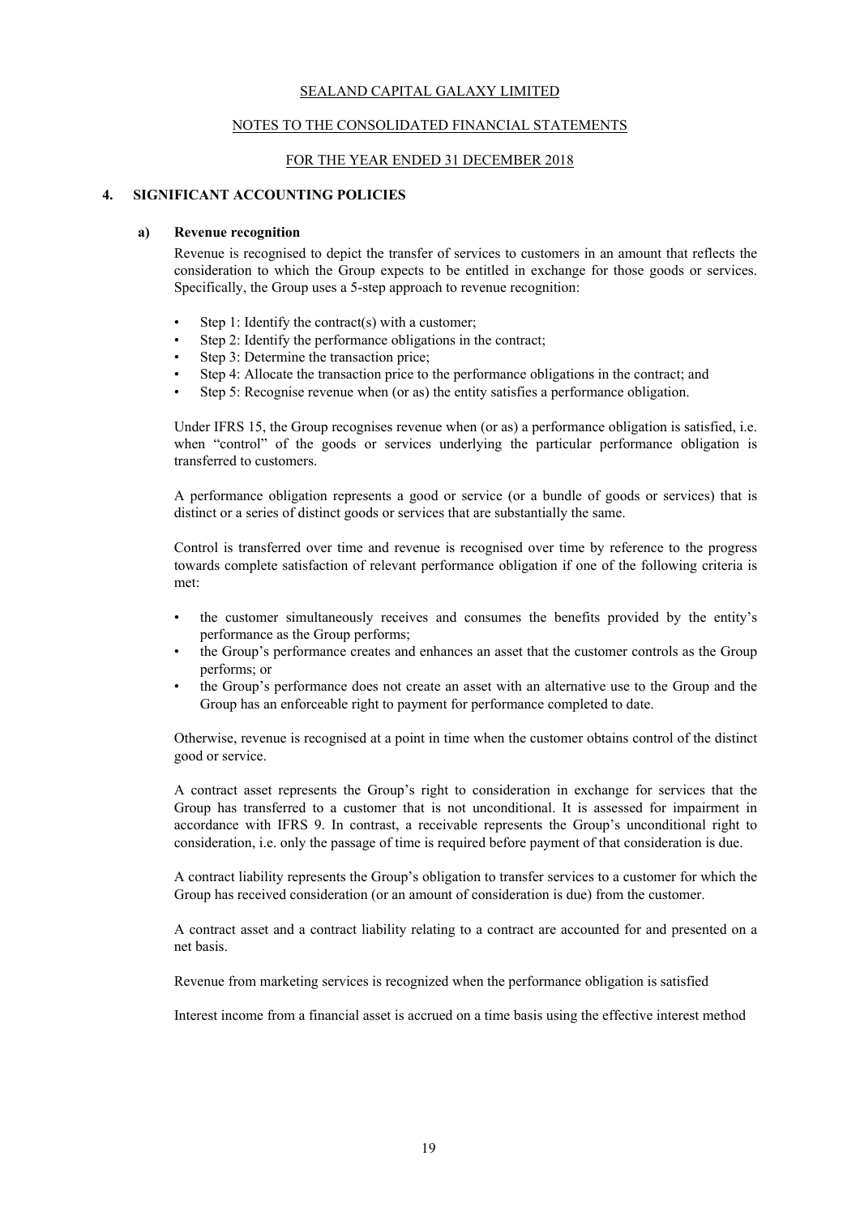SEALAND CAPITAL GALAXY LIMITED

NOTES TO THE CONSOLIDATED FINANCIAL STATEMENTS

FOR THE YEAR ENDED 31 DECEMBER 2018

## 4. SIGNIFICANT ACCOUNTING POLICIES

### a) Revenue recognition

Revenue is recognised to depict the transfer of services to customers in an amount that reflects the consideration to which the Group expects to be entitled in exchange for those goods or services. Specifically, the Group uses a 5-step approach to revenue recognition:

- Step 1: Identify the contract(s) with a customer;
- Step 2: Identify the performance obligations in the contract;
- Step 3: Determine the transaction price;
- Step 4: Allocate the transaction price to the performance obligations in the contract; and
- Step 5: Recognise revenue when (or as) the entity satisfies a performance obligation.

Under IFRS 15, the Group recognises revenue when (or as) a performance obligation is satisfied, i.e. when "control" of the goods or services underlying the particular performance obligation is transferred to customers.

A performance obligation represents a good or service (or a bundle of goods or services) that is distinct or a series of distinct goods or services that are substantially the same.

Control is transferred over time and revenue is recognised over time by reference to the progress towards complete satisfaction of relevant performance obligation if one of the following criteria is met:

- the customer simultaneously receives and consumes the benefits provided by the entity's performance as the Group performs;
- the Group's performance creates and enhances an asset that the customer controls as the Group performs; or
- the Group's performance does not create an asset with an alternative use to the Group and the Group has an enforceable right to payment for performance completed to date.

Otherwise, revenue is recognised at a point in time when the customer obtains control of the distinct good or service.

A contract asset represents the Group's right to consideration in exchange for services that the Group has transferred to a customer that is not unconditional. It is assessed for impairment in accordance with IFRS 9. In contrast, a receivable represents the Group's unconditional right to consideration, i.e. only the passage of time is required before payment of that consideration is due.

A contract liability represents the Group's obligation to transfer services to a customer for which the Group has received consideration (or an amount of consideration is due) from the customer.

A contract asset and a contract liability relating to a contract are accounted for and presented on a net basis.

Revenue from marketing services is recognized when the performance obligation is satisfied

Interest income from a financial asset is accrued on a time basis using the effective interest method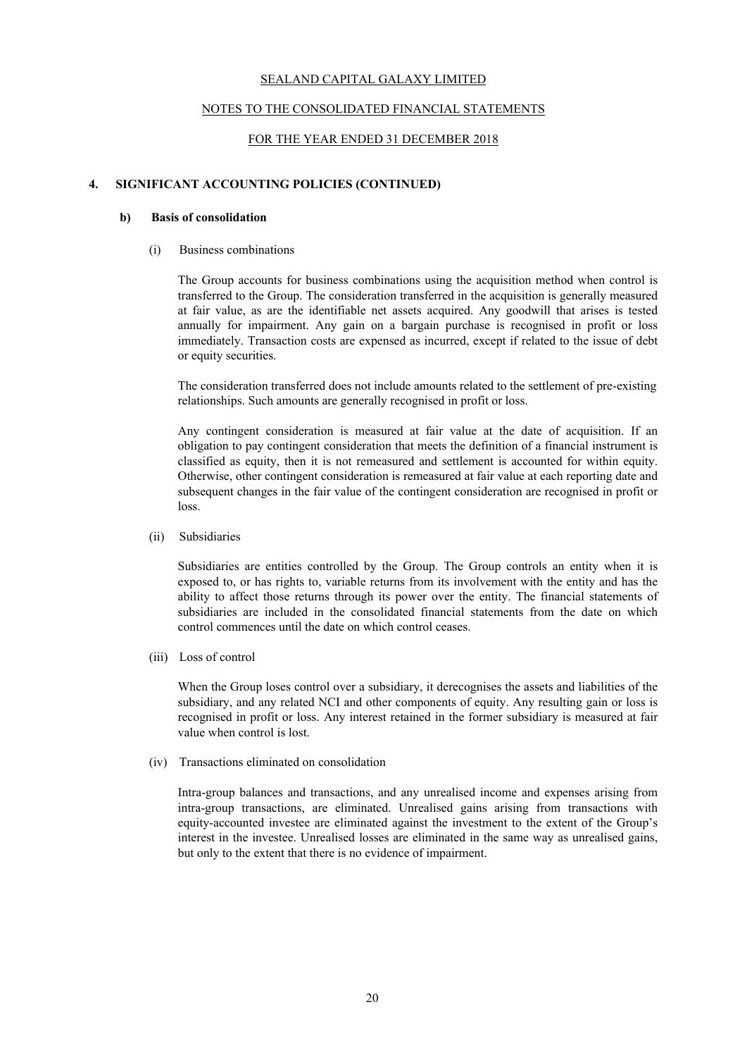## 4. SIGNIFICANT ACCOUNTING POLICIES (CONTINUED)

### b) Basis of consolidation

(i) Business combinations

The Group accounts for business combinations using the acquisition method when control is transferred to the Group. The consideration transferred in the acquisition is generally measured at fair value, as are the identifiable net assets acquired. Any goodwill that arises is tested annually for impairment. Any gain on a bargain purchase is recognised in profit or loss immediately. Transaction costs are expensed as incurred, except if related to the issue of debt or equity securities.

The consideration transferred does not include amounts related to the settlement of pre-existing relationships. Such amounts are generally recognised in profit or loss.

Any contingent consideration is measured at fair value at the date of acquisition. If an obligation to pay contingent consideration that meets the definition of a financial instrument is classified as equity, then it is not remeasured and settlement is accounted for within equity. Otherwise, other contingent consideration is remeasured at fair value at each reporting date and subsequent changes in the fair value of the contingent consideration are recognised in profit or loss.

(ii) Subsidiaries

Subsidiaries are entities controlled by the Group. The Group controls an entity when it is exposed to, or has rights to, variable returns from its involvement with the entity and has the ability to affect those returns through its power over the entity. The financial statements of subsidiaries are included in the consolidated financial statements from the date on which control commences until the date on which control ceases.

(iii) Loss of control

When the Group loses control over a subsidiary, it derecognises the assets and liabilities of the subsidiary, and any related NCI and other components of equity. Any resulting gain or loss is recognised in profit or loss. Any interest retained in the former subsidiary is measured at fair value when control is lost.

(iv) Transactions eliminated on consolidation

Intra-group balances and transactions, and any unrealised income and expenses arising from intra-group transactions, are eliminated. Unrealised gains arising from transactions with equity-accounted investee are eliminated against the investment to the extent of the Group's interest in the investee. Unrealised losses are eliminated in the same way as unrealised gains, but only to the extent that there is no evidence of impairment.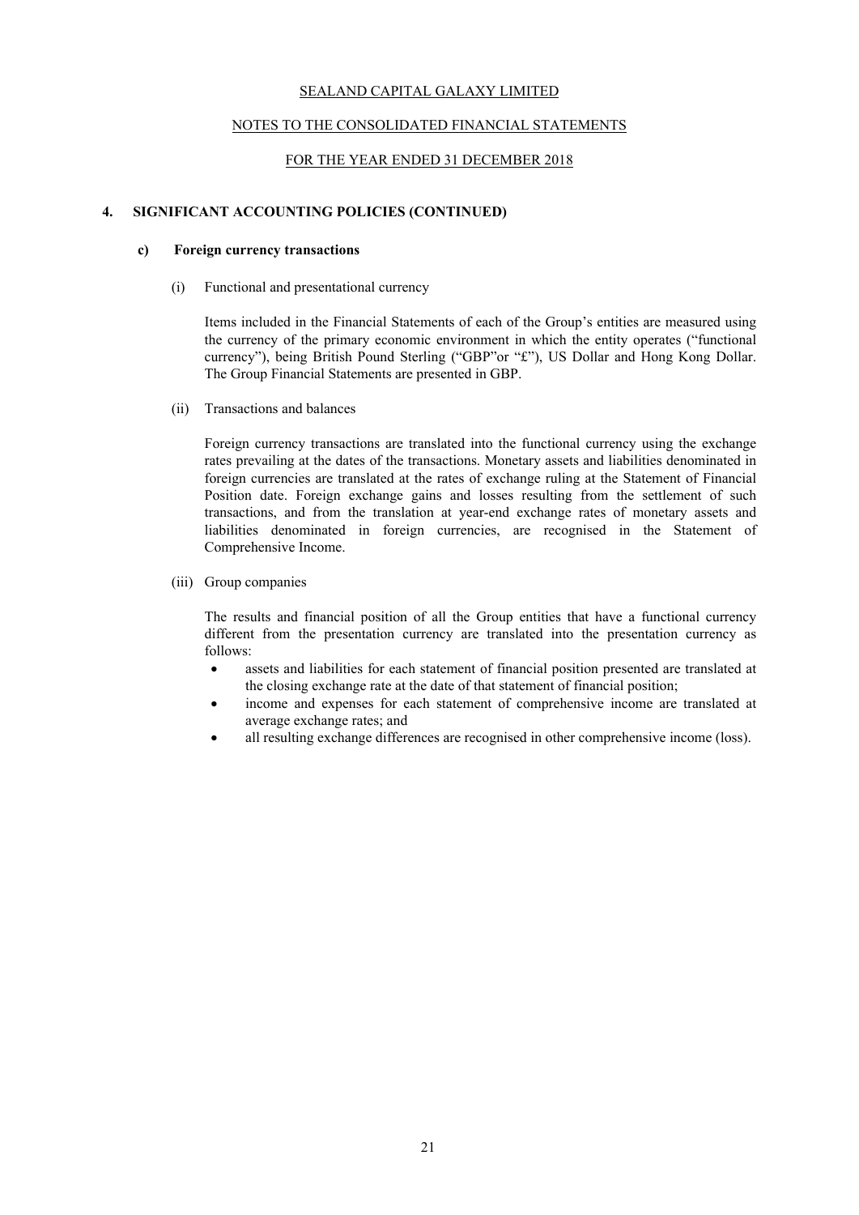## 4. SIGNIFICANT ACCOUNTING POLICIES (CONTINUED)

### c) Foreign currency transactions

(i) Functional and presentational currency

Items included in the Financial Statements of each of the Group's entities are measured using the currency of the primary economic environment in which the entity operates ("functional currency"), being British Pound Sterling ("GBP"or "£"), US Dollar and Hong Kong Dollar. The Group Financial Statements are presented in GBP.

(ii) Transactions and balances

Foreign currency transactions are translated into the functional currency using the exchange rates prevailing at the dates of the transactions. Monetary assets and liabilities denominated in foreign currencies are translated at the rates of exchange ruling at the Statement of Financial Position date. Foreign exchange gains and losses resulting from the settlement of such transactions, and from the translation at year-end exchange rates of monetary assets and liabilities denominated in foreign currencies, are recognised in the Statement of Comprehensive Income.

(iii) Group companies

The results and financial position of all the Group entities that have a functional currency different from the presentation currency are translated into the presentation currency as follows:

- assets and liabilities for each statement of financial position presented are translated at the closing exchange rate at the date of that statement of financial position;
- income and expenses for each statement of comprehensive income are translated at average exchange rates; and
- all resulting exchange differences are recognised in other comprehensive income (loss).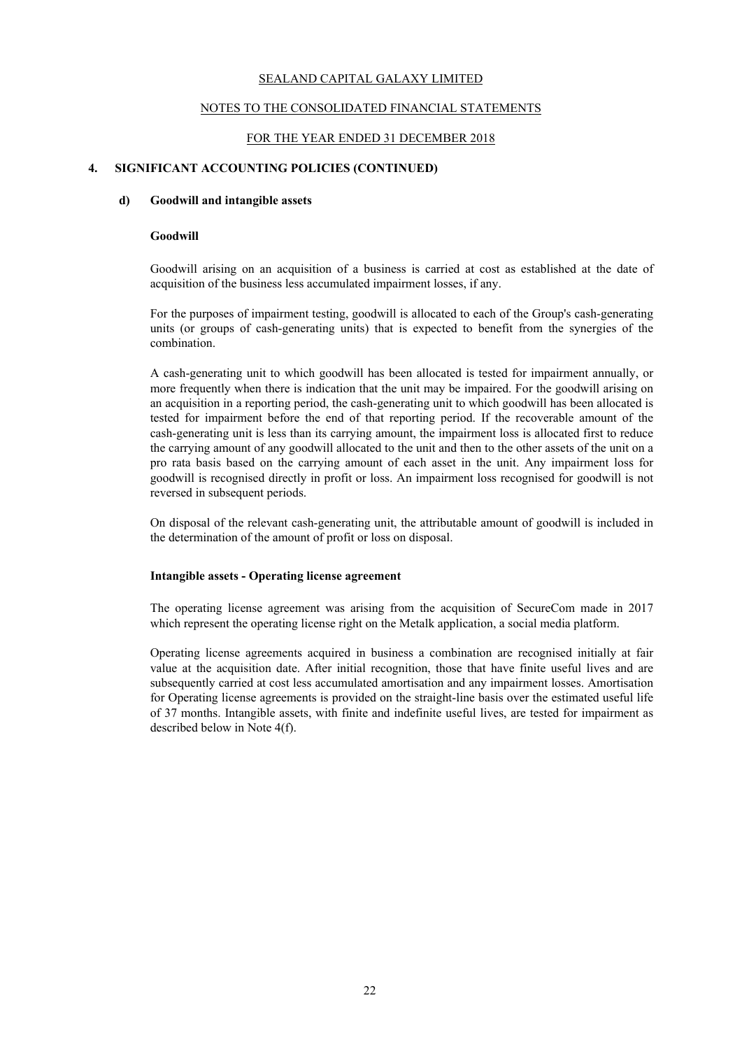## 4. SIGNIFICANT ACCOUNTING POLICIES (CONTINUED)

### d) Goodwill and intangible assets

**Goodwill**

Goodwill arising on an acquisition of a business is carried at cost as established at the date of acquisition of the business less accumulated impairment losses, if any.

For the purposes of impairment testing, goodwill is allocated to each of the Group's cash-generating units (or groups of cash-generating units) that is expected to benefit from the synergies of the combination.

A cash-generating unit to which goodwill has been allocated is tested for impairment annually, or more frequently when there is indication that the unit may be impaired. For the goodwill arising on an acquisition in a reporting period, the cash-generating unit to which goodwill has been allocated is tested for impairment before the end of that reporting period. If the recoverable amount of the cash-generating unit is less than its carrying amount, the impairment loss is allocated first to reduce the carrying amount of any goodwill allocated to the unit and then to the other assets of the unit on a pro rata basis based on the carrying amount of each asset in the unit. Any impairment loss for goodwill is recognised directly in profit or loss. An impairment loss recognised for goodwill is not reversed in subsequent periods.

On disposal of the relevant cash-generating unit, the attributable amount of goodwill is included in the determination of the amount of profit or loss on disposal.

**Intangible assets - Operating license agreement**

The operating license agreement was arising from the acquisition of SecureCom made in 2017 which represent the operating license right on the Metalk application, a social media platform.

Operating license agreements acquired in business a combination are recognised initially at fair value at the acquisition date. After initial recognition, those that have finite useful lives and are subsequently carried at cost less accumulated amortisation and any impairment losses. Amortisation for Operating license agreements is provided on the straight-line basis over the estimated useful life of 37 months. Intangible assets, with finite and indefinite useful lives, are tested for impairment as described below in Note 4(f).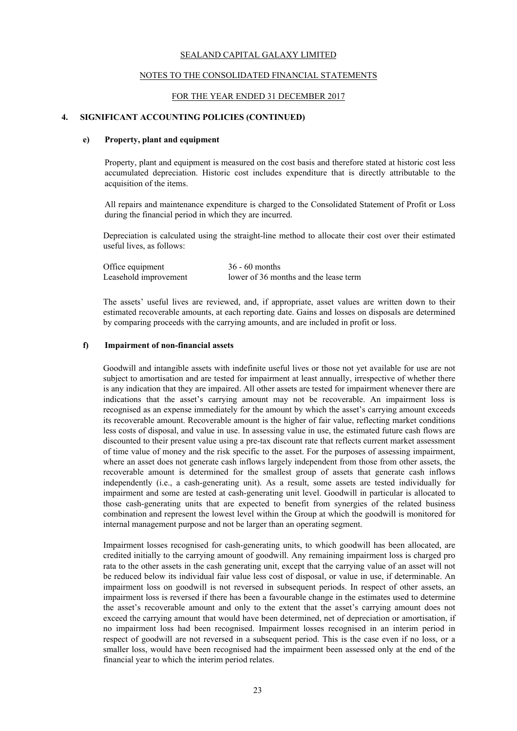# SEALAND CAPITAL GALAXY LIMITED

## NOTES TO THE CONSOLIDATED FINANCIAL STATEMENTS

## FOR THE YEAR ENDED 31 DECEMBER 2017

### 4. SIGNIFICANT ACCOUNTING POLICIES (CONTINUED)

#### e) Property, plant and equipment

Property, plant and equipment is measured on the cost basis and therefore stated at historic cost less accumulated depreciation. Historic cost includes expenditure that is directly attributable to the acquisition of the items.

All repairs and maintenance expenditure is charged to the Consolidated Statement of Profit or Loss during the financial period in which they are incurred.

Depreciation is calculated using the straight-line method to allocate their cost over their estimated useful lives, as follows:

| | |
|---|---|
| Office equipment | 36 - 60 months |
| Leasehold improvement | lower of 36 months and the lease term |

The assets' useful lives are reviewed, and, if appropriate, asset values are written down to their estimated recoverable amounts, at each reporting date. Gains and losses on disposals are determined by comparing proceeds with the carrying amounts, and are included in profit or loss.

#### f) Impairment of non-financial assets

Goodwill and intangible assets with indefinite useful lives or those not yet available for use are not subject to amortisation and are tested for impairment at least annually, irrespective of whether there is any indication that they are impaired. All other assets are tested for impairment whenever there are indications that the asset's carrying amount may not be recoverable. An impairment loss is recognised as an expense immediately for the amount by which the asset's carrying amount exceeds its recoverable amount. Recoverable amount is the higher of fair value, reflecting market conditions less costs of disposal, and value in use. In assessing value in use, the estimated future cash flows are discounted to their present value using a pre-tax discount rate that reflects current market assessment of time value of money and the risk specific to the asset. For the purposes of assessing impairment, where an asset does not generate cash inflows largely independent from those from other assets, the recoverable amount is determined for the smallest group of assets that generate cash inflows independently (i.e., a cash-generating unit). As a result, some assets are tested individually for impairment and some are tested at cash-generating unit level. Goodwill in particular is allocated to those cash-generating units that are expected to benefit from synergies of the related business combination and represent the lowest level within the Group at which the goodwill is monitored for internal management purpose and not be larger than an operating segment.

Impairment losses recognised for cash-generating units, to which goodwill has been allocated, are credited initially to the carrying amount of goodwill. Any remaining impairment loss is charged pro rata to the other assets in the cash generating unit, except that the carrying value of an asset will not be reduced below its individual fair value less cost of disposal, or value in use, if determinable. An impairment loss on goodwill is not reversed in subsequent periods. In respect of other assets, an impairment loss is reversed if there has been a favourable change in the estimates used to determine the asset's recoverable amount and only to the extent that the asset's carrying amount does not exceed the carrying amount that would have been determined, net of depreciation or amortisation, if no impairment loss had been recognised. Impairment losses recognised in an interim period in respect of goodwill are not reversed in a subsequent period. This is the case even if no loss, or a smaller loss, would have been recognised had the impairment been assessed only at the end of the financial year to which the interim period relates.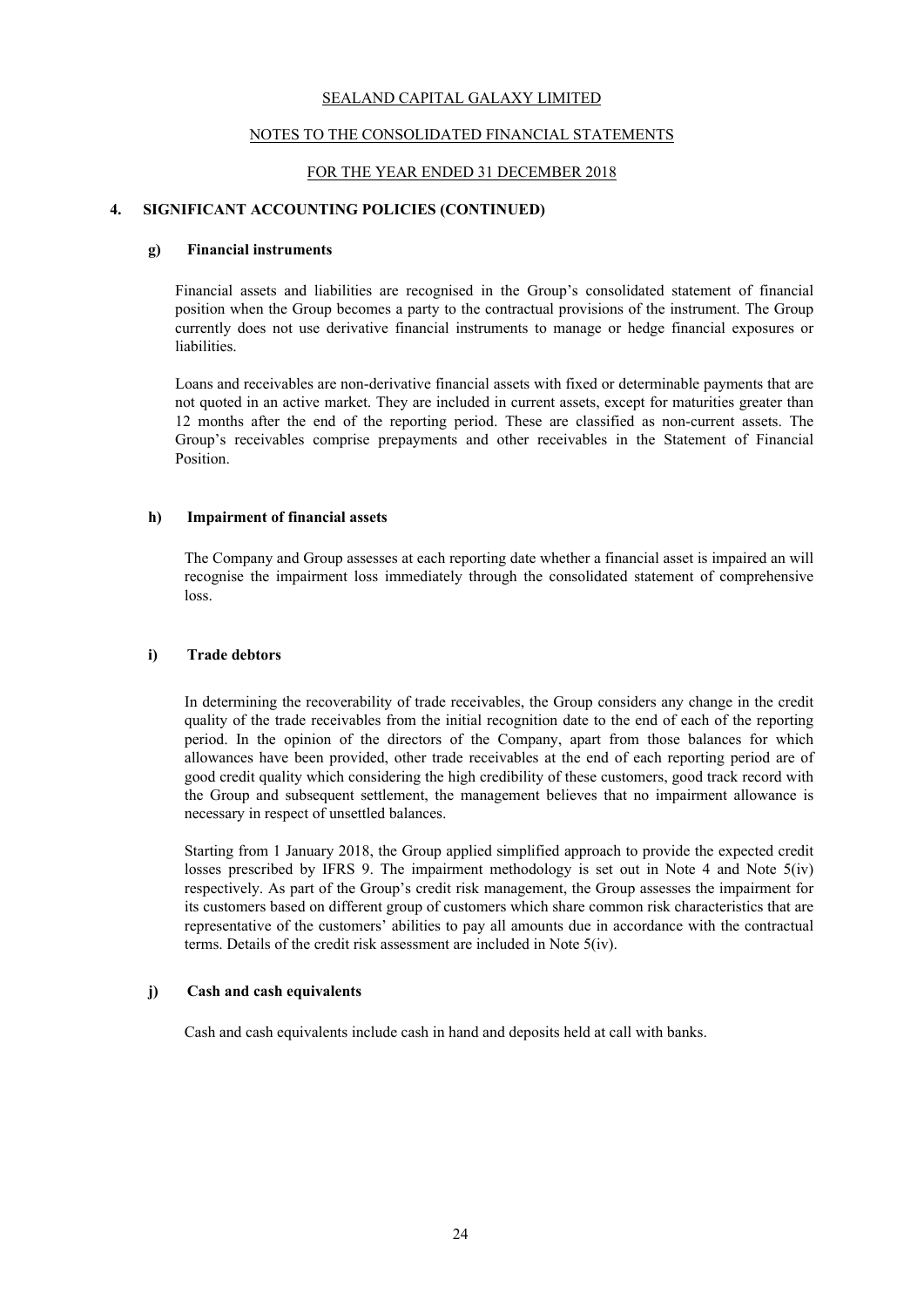SEALAND CAPITAL GALAXY LIMITED

NOTES TO THE CONSOLIDATED FINANCIAL STATEMENTS

FOR THE YEAR ENDED 31 DECEMBER 2018

## 4. SIGNIFICANT ACCOUNTING POLICIES (CONTINUED)

### g) Financial instruments

Financial assets and liabilities are recognised in the Group's consolidated statement of financial position when the Group becomes a party to the contractual provisions of the instrument. The Group currently does not use derivative financial instruments to manage or hedge financial exposures or liabilities.

Loans and receivables are non-derivative financial assets with fixed or determinable payments that are not quoted in an active market. They are included in current assets, except for maturities greater than 12 months after the end of the reporting period. These are classified as non-current assets. The Group's receivables comprise prepayments and other receivables in the Statement of Financial Position.

### h) Impairment of financial assets

The Company and Group assesses at each reporting date whether a financial asset is impaired an will recognise the impairment loss immediately through the consolidated statement of comprehensive loss.

### i) Trade debtors

In determining the recoverability of trade receivables, the Group considers any change in the credit quality of the trade receivables from the initial recognition date to the end of each of the reporting period. In the opinion of the directors of the Company, apart from those balances for which allowances have been provided, other trade receivables at the end of each reporting period are of good credit quality which considering the high credibility of these customers, good track record with the Group and subsequent settlement, the management believes that no impairment allowance is necessary in respect of unsettled balances.

Starting from 1 January 2018, the Group applied simplified approach to provide the expected credit losses prescribed by IFRS 9. The impairment methodology is set out in Note 4 and Note 5(iv) respectively. As part of the Group's credit risk management, the Group assesses the impairment for its customers based on different group of customers which share common risk characteristics that are representative of the customers' abilities to pay all amounts due in accordance with the contractual terms. Details of the credit risk assessment are included in Note 5(iv).

### j) Cash and cash equivalents

Cash and cash equivalents include cash in hand and deposits held at call with banks.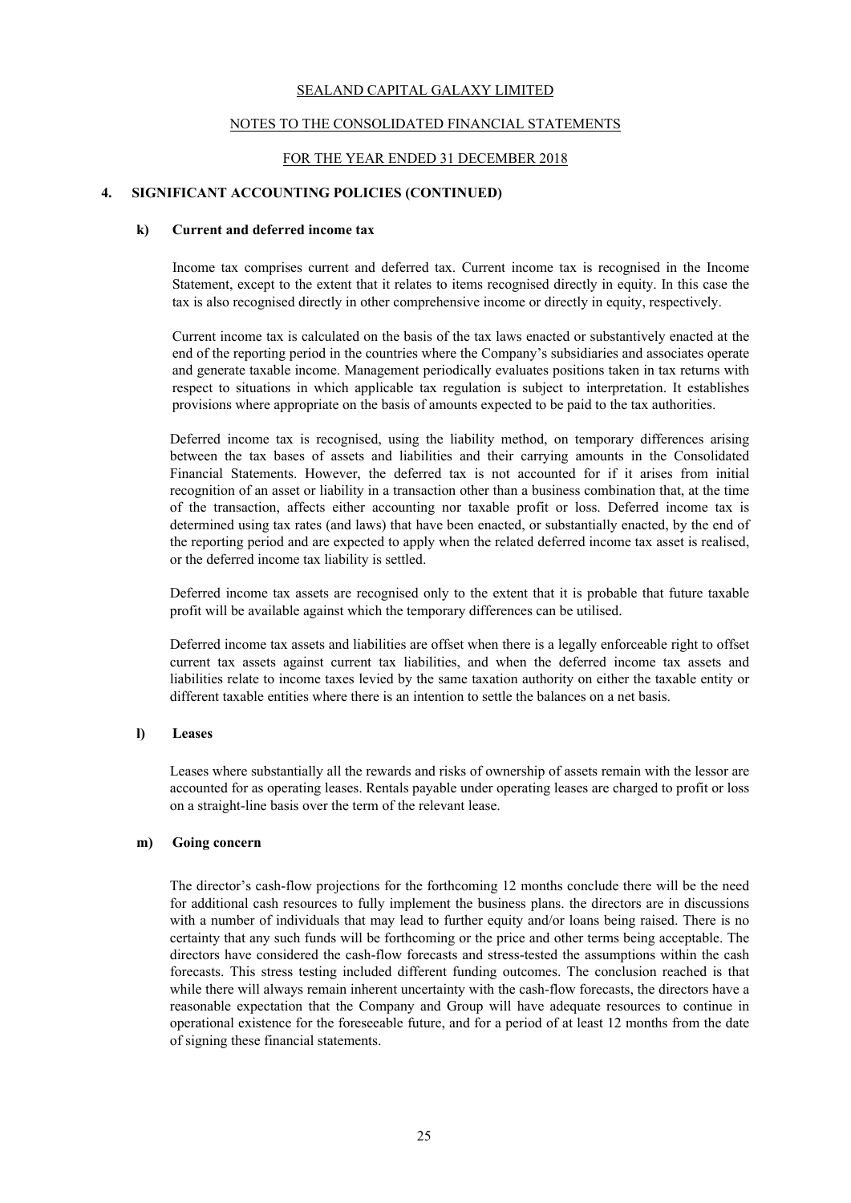SEALAND CAPITAL GALAXY LIMITED

NOTES TO THE CONSOLIDATED FINANCIAL STATEMENTS

FOR THE YEAR ENDED 31 DECEMBER 2018

## 4. SIGNIFICANT ACCOUNTING POLICIES (CONTINUED)

### k) Current and deferred income tax

Income tax comprises current and deferred tax. Current income tax is recognised in the Income Statement, except to the extent that it relates to items recognised directly in equity. In this case the tax is also recognised directly in other comprehensive income or directly in equity, respectively.

Current income tax is calculated on the basis of the tax laws enacted or substantively enacted at the end of the reporting period in the countries where the Company's subsidiaries and associates operate and generate taxable income. Management periodically evaluates positions taken in tax returns with respect to situations in which applicable tax regulation is subject to interpretation. It establishes provisions where appropriate on the basis of amounts expected to be paid to the tax authorities.

Deferred income tax is recognised, using the liability method, on temporary differences arising between the tax bases of assets and liabilities and their carrying amounts in the Consolidated Financial Statements. However, the deferred tax is not accounted for if it arises from initial recognition of an asset or liability in a transaction other than a business combination that, at the time of the transaction, affects either accounting nor taxable profit or loss. Deferred income tax is determined using tax rates (and laws) that have been enacted, or substantially enacted, by the end of the reporting period and are expected to apply when the related deferred income tax asset is realised, or the deferred income tax liability is settled.

Deferred income tax assets are recognised only to the extent that it is probable that future taxable profit will be available against which the temporary differences can be utilised.

Deferred income tax assets and liabilities are offset when there is a legally enforceable right to offset current tax assets against current tax liabilities, and when the deferred income tax assets and liabilities relate to income taxes levied by the same taxation authority on either the taxable entity or different taxable entities where there is an intention to settle the balances on a net basis.

### l) Leases

Leases where substantially all the rewards and risks of ownership of assets remain with the lessor are accounted for as operating leases. Rentals payable under operating leases are charged to profit or loss on a straight-line basis over the term of the relevant lease.

### m) Going concern

The director's cash-flow projections for the forthcoming 12 months conclude there will be the need for additional cash resources to fully implement the business plans. the directors are in discussions with a number of individuals that may lead to further equity and/or loans being raised. There is no certainty that any such funds will be forthcoming or the price and other terms being acceptable. The directors have considered the cash-flow forecasts and stress-tested the assumptions within the cash forecasts. This stress testing included different funding outcomes. The conclusion reached is that while there will always remain inherent uncertainty with the cash-flow forecasts, the directors have a reasonable expectation that the Company and Group will have adequate resources to continue in operational existence for the foreseeable future, and for a period of at least 12 months from the date of signing these financial statements.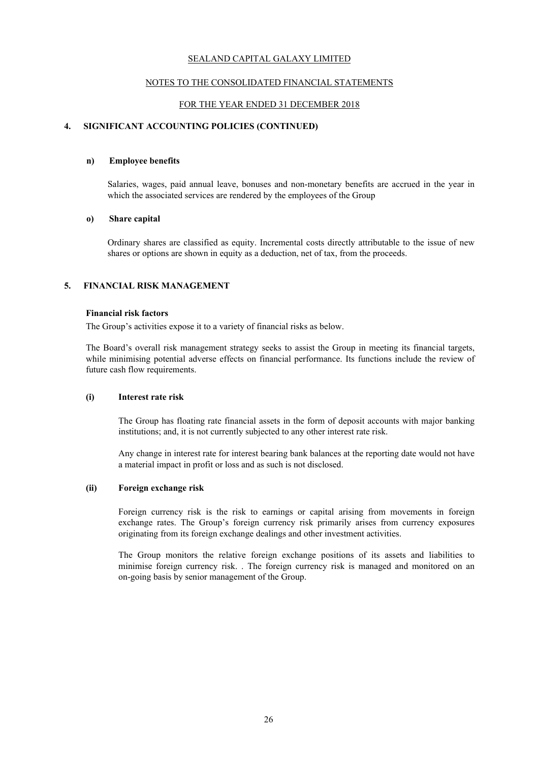## 4. SIGNIFICANT ACCOUNTING POLICIES (CONTINUED)

### n) Employee benefits

Salaries, wages, paid annual leave, bonuses and non-monetary benefits are accrued in the year in which the associated services are rendered by the employees of the Group

### o) Share capital

Ordinary shares are classified as equity. Incremental costs directly attributable to the issue of new shares or options are shown in equity as a deduction, net of tax, from the proceeds.

## 5. FINANCIAL RISK MANAGEMENT

**Financial risk factors**

The Group's activities expose it to a variety of financial risks as below.

The Board's overall risk management strategy seeks to assist the Group in meeting its financial targets, while minimising potential adverse effects on financial performance. Its functions include the review of future cash flow requirements.

### (i) Interest rate risk

The Group has floating rate financial assets in the form of deposit accounts with major banking institutions; and, it is not currently subjected to any other interest rate risk.

Any change in interest rate for interest bearing bank balances at the reporting date would not have a material impact in profit or loss and as such is not disclosed.

### (ii) Foreign exchange risk

Foreign currency risk is the risk to earnings or capital arising from movements in foreign exchange rates. The Group's foreign currency risk primarily arises from currency exposures originating from its foreign exchange dealings and other investment activities.

The Group monitors the relative foreign exchange positions of its assets and liabilities to minimise foreign currency risk. . The foreign currency risk is managed and monitored on an on-going basis by senior management of the Group.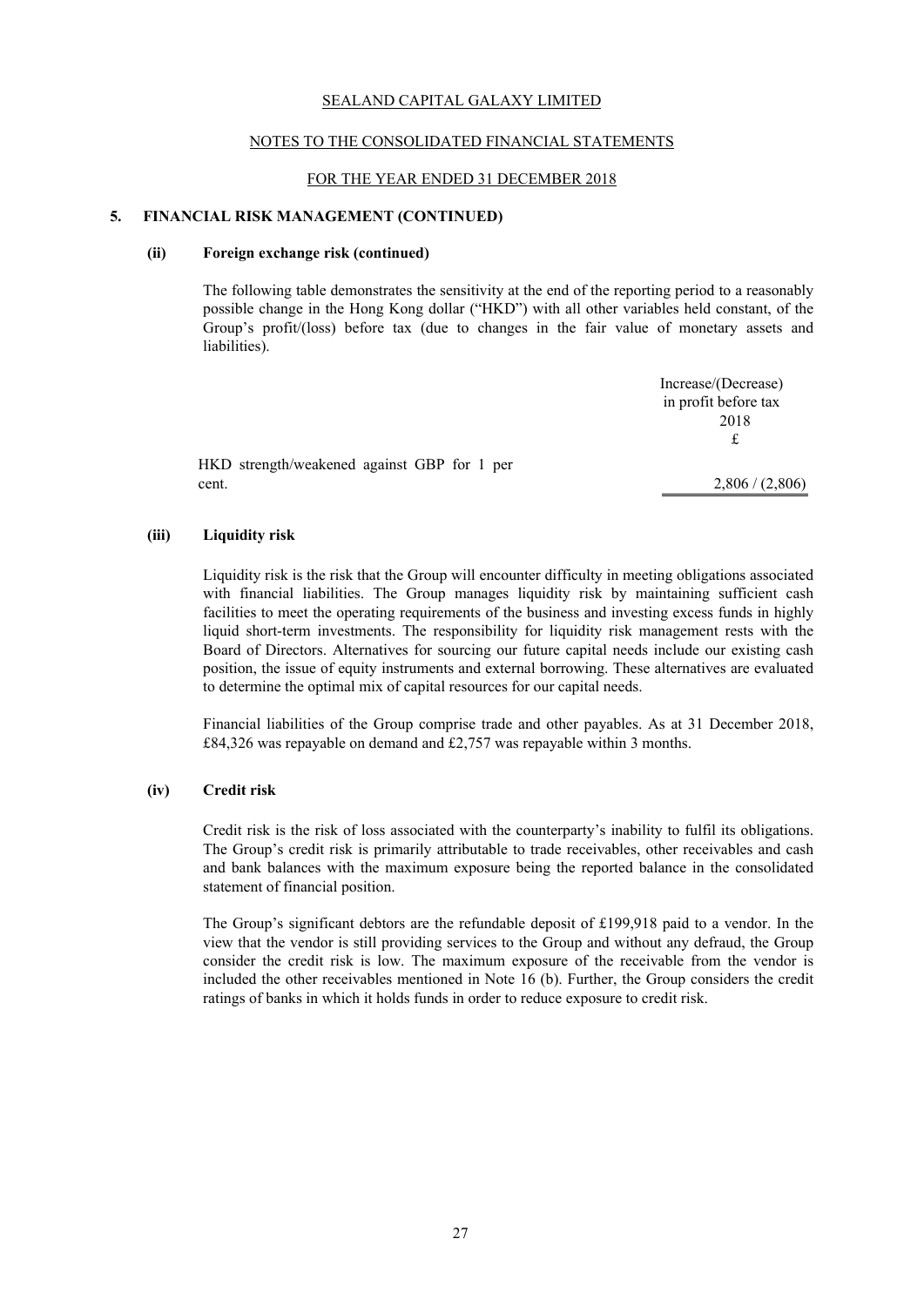SEALAND CAPITAL GALAXY LIMITED

NOTES TO THE CONSOLIDATED FINANCIAL STATEMENTS

FOR THE YEAR ENDED 31 DECEMBER 2018

## 5. FINANCIAL RISK MANAGEMENT (CONTINUED)

### (ii) Foreign exchange risk (continued)

The following table demonstrates the sensitivity at the end of the reporting period to a reasonably possible change in the Hong Kong dollar ("HKD") with all other variables held constant, of the Group's profit/(loss) before tax (due to changes in the fair value of monetary assets and liabilities).

| | Increase/(Decrease) in profit before tax 2018 £ |
|---|---|
| HKD strength/weakened against GBP for 1 per cent. | 2,806 / (2,806) |

### (iii) Liquidity risk

Liquidity risk is the risk that the Group will encounter difficulty in meeting obligations associated with financial liabilities. The Group manages liquidity risk by maintaining sufficient cash facilities to meet the operating requirements of the business and investing excess funds in highly liquid short-term investments. The responsibility for liquidity risk management rests with the Board of Directors. Alternatives for sourcing our future capital needs include our existing cash position, the issue of equity instruments and external borrowing. These alternatives are evaluated to determine the optimal mix of capital resources for our capital needs.

Financial liabilities of the Group comprise trade and other payables. As at 31 December 2018, £84,326 was repayable on demand and £2,757 was repayable within 3 months.

### (iv) Credit risk

Credit risk is the risk of loss associated with the counterparty's inability to fulfil its obligations. The Group's credit risk is primarily attributable to trade receivables, other receivables and cash and bank balances with the maximum exposure being the reported balance in the consolidated statement of financial position.

The Group's significant debtors are the refundable deposit of £199,918 paid to a vendor. In the view that the vendor is still providing services to the Group and without any defraud, the Group consider the credit risk is low. The maximum exposure of the receivable from the vendor is included the other receivables mentioned in Note 16 (b). Further, the Group considers the credit ratings of banks in which it holds funds in order to reduce exposure to credit risk.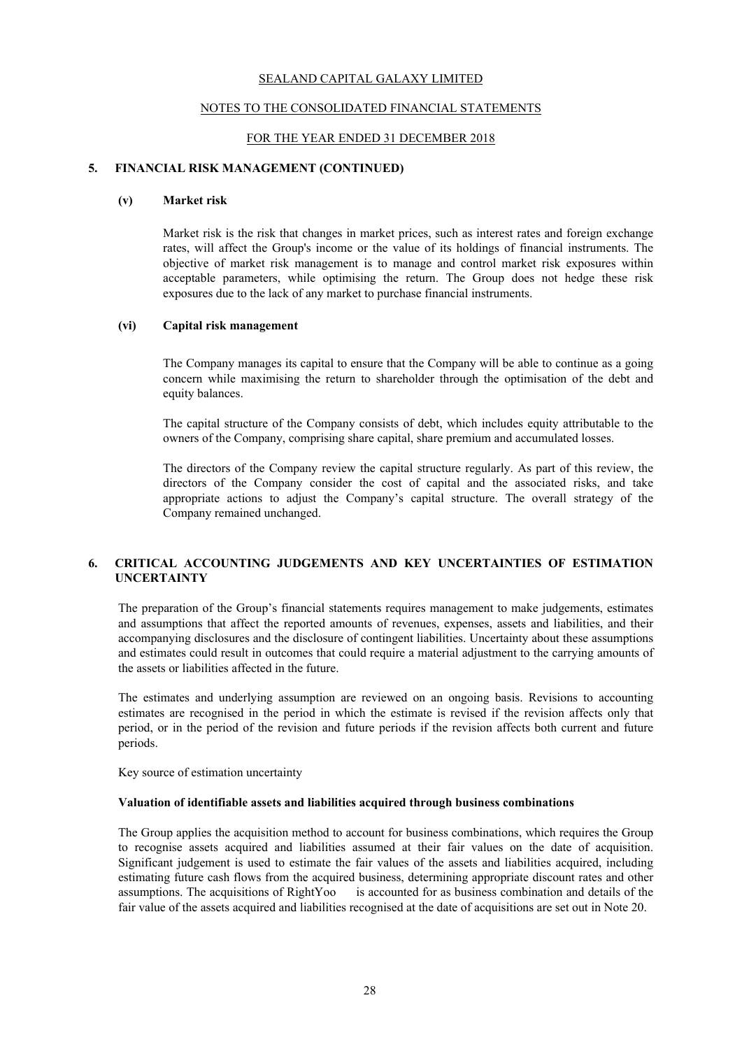## 5. FINANCIAL RISK MANAGEMENT (CONTINUED)

### (v) Market risk

Market risk is the risk that changes in market prices, such as interest rates and foreign exchange rates, will affect the Group's income or the value of its holdings of financial instruments. The objective of market risk management is to manage and control market risk exposures within acceptable parameters, while optimising the return. The Group does not hedge these risk exposures due to the lack of any market to purchase financial instruments.

### (vi) Capital risk management

The Company manages its capital to ensure that the Company will be able to continue as a going concern while maximising the return to shareholder through the optimisation of the debt and equity balances.

The capital structure of the Company consists of debt, which includes equity attributable to the owners of the Company, comprising share capital, share premium and accumulated losses.

The directors of the Company review the capital structure regularly. As part of this review, the directors of the Company consider the cost of capital and the associated risks, and take appropriate actions to adjust the Company's capital structure. The overall strategy of the Company remained unchanged.

## 6. CRITICAL ACCOUNTING JUDGEMENTS AND KEY UNCERTAINTIES OF ESTIMATION UNCERTAINTY

The preparation of the Group's financial statements requires management to make judgements, estimates and assumptions that affect the reported amounts of revenues, expenses, assets and liabilities, and their accompanying disclosures and the disclosure of contingent liabilities. Uncertainty about these assumptions and estimates could result in outcomes that could require a material adjustment to the carrying amounts of the assets or liabilities affected in the future.

The estimates and underlying assumption are reviewed on an ongoing basis. Revisions to accounting estimates are recognised in the period in which the estimate is revised if the revision affects only that period, or in the period of the revision and future periods if the revision affects both current and future periods.

Key source of estimation uncertainty

**Valuation of identifiable assets and liabilities acquired through business combinations**

The Group applies the acquisition method to account for business combinations, which requires the Group to recognise assets acquired and liabilities assumed at their fair values on the date of acquisition. Significant judgement is used to estimate the fair values of the assets and liabilities acquired, including estimating future cash flows from the acquired business, determining appropriate discount rates and other assumptions. The acquisitions of RightYoo is accounted for as business combination and details of the fair value of the assets acquired and liabilities recognised at the date of acquisitions are set out in Note 20.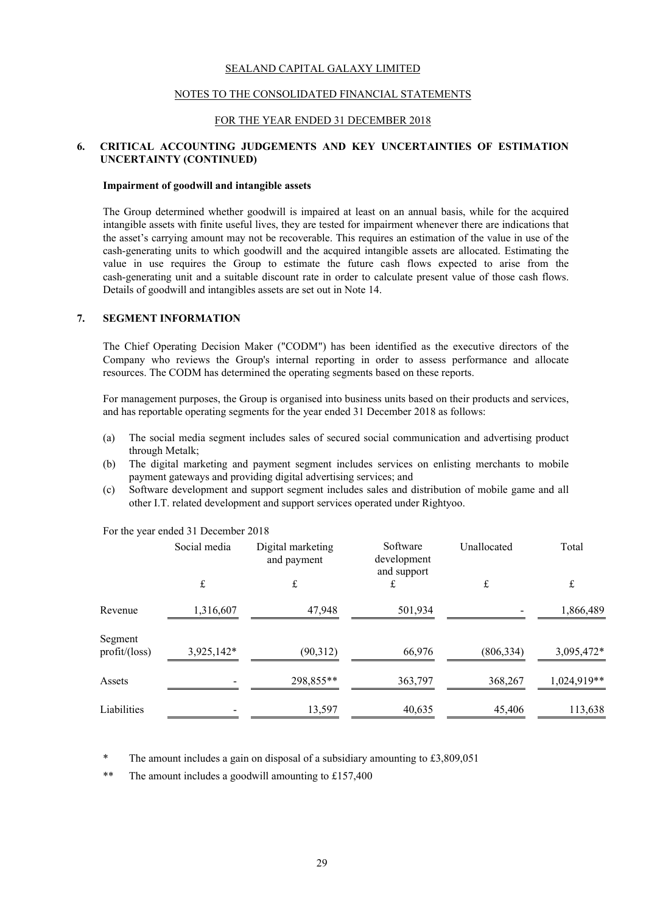SEALAND CAPITAL GALAXY LIMITED

NOTES TO THE CONSOLIDATED FINANCIAL STATEMENTS

FOR THE YEAR ENDED 31 DECEMBER 2018

## 6. CRITICAL ACCOUNTING JUDGEMENTS AND KEY UNCERTAINTIES OF ESTIMATION UNCERTAINTY (CONTINUED)

**Impairment of goodwill and intangible assets**

The Group determined whether goodwill is impaired at least on an annual basis, while for the acquired intangible assets with finite useful lives, they are tested for impairment whenever there are indications that the asset's carrying amount may not be recoverable. This requires an estimation of the value in use of the cash-generating units to which goodwill and the acquired intangible assets are allocated. Estimating the value in use requires the Group to estimate the future cash flows expected to arise from the cash-generating unit and a suitable discount rate in order to calculate present value of those cash flows. Details of goodwill and intangibles assets are set out in Note 14.

## 7. SEGMENT INFORMATION

The Chief Operating Decision Maker ("CODM") has been identified as the executive directors of the Company who reviews the Group's internal reporting in order to assess performance and allocate resources. The CODM has determined the operating segments based on these reports.

For management purposes, the Group is organised into business units based on their products and services, and has reportable operating segments for the year ended 31 December 2018 as follows:

(a) The social media segment includes sales of secured social communication and advertising product through Metalk;
(b) The digital marketing and payment segment includes services on enlisting merchants to mobile payment gateways and providing digital advertising services; and
(c) Software development and support segment includes sales and distribution of mobile game and all other I.T. related development and support services operated under Rightyoo.

For the year ended 31 December 2018

| | Social media | Digital marketing and payment | Software development and support | Unallocated | Total |
|---|---|---|---|---|---|
| | £ | £ | £ | £ | £ |
| Revenue | 1,316,607 | 47,948 | 501,934 | - | 1,866,489 |
| Segment profit/(loss) | 3,925,142* | (90,312) | 66,976 | (806,334) | 3,095,472* |
| Assets | - | 298,855** | 363,797 | 368,267 | 1,024,919** |
| Liabilities | - | 13,597 | 40,635 | 45,406 | 113,638 |

\* The amount includes a gain on disposal of a subsidiary amounting to £3,809,051

\** The amount includes a goodwill amounting to £157,400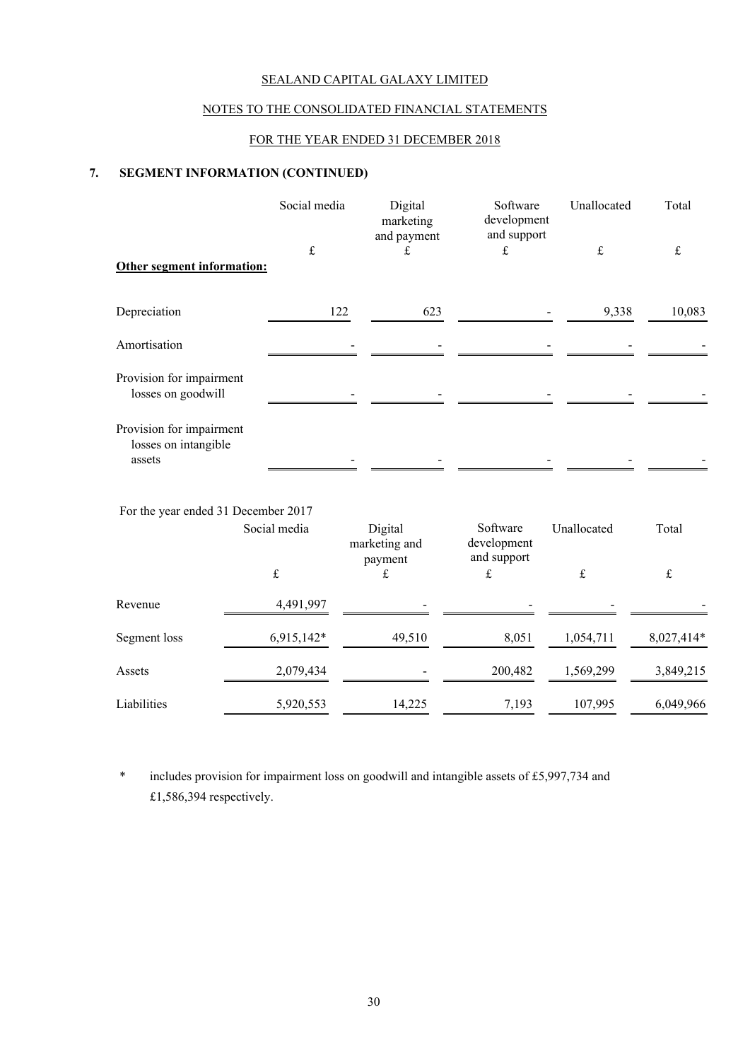SEALAND CAPITAL GALAXY LIMITED

NOTES TO THE CONSOLIDATED FINANCIAL STATEMENTS

FOR THE YEAR ENDED 31 DECEMBER 2018

## 7. SEGMENT INFORMATION (CONTINUED)

| | Social media | Digital marketing and payment | Software development and support | Unallocated | Total |
|---|---|---|---|---|---|
| | £ | £ | £ | £ | £ |
| **Other segment information:** | | | | | |
| Depreciation | 122 | 623 | - | 9,338 | 10,083 |
| Amortisation | - | - | - | - | - |
| Provision for impairment losses on goodwill | - | - | - | - | - |
| Provision for impairment losses on intangible assets | - | - | - | - | - |

For the year ended 31 December 2017

| | Social media | Digital marketing and payment | Software development and support | Unallocated | Total |
|---|---|---|---|---|---|
| | £ | £ | £ | £ | £ |
| Revenue | 4,491,997 | - | - | - | - |
| Segment loss | 6,915,142* | 49,510 | 8,051 | 1,054,711 | 8,027,414* |
| Assets | 2,079,434 | - | 200,482 | 1,569,299 | 3,849,215 |
| Liabilities | 5,920,553 | 14,225 | 7,193 | 107,995 | 6,049,966 |

\* includes provision for impairment loss on goodwill and intangible assets of £5,997,734 and £1,586,394 respectively.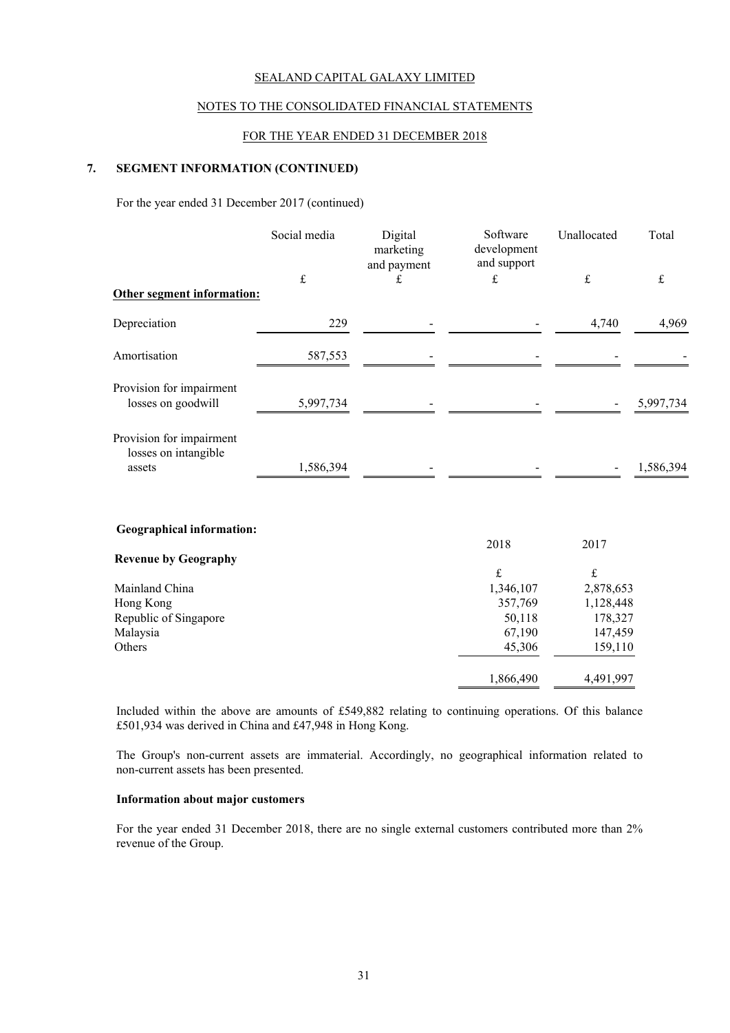SEALAND CAPITAL GALAXY LIMITED

NOTES TO THE CONSOLIDATED FINANCIAL STATEMENTS

FOR THE YEAR ENDED 31 DECEMBER 2018

## 7. SEGMENT INFORMATION (CONTINUED)

For the year ended 31 December 2017 (continued)

| | Social media | Digital marketing and payment | Software development and support | Unallocated | Total |
|---|---|---|---|---|---|
| | £ | £ | £ | £ | £ |
| **Other segment information:** | | | | | |
| Depreciation | 229 | - | - | 4,740 | 4,969 |
| Amortisation | 587,553 | - | - | - | - |
| Provision for impairment losses on goodwill | 5,997,734 | - | - | - | 5,997,734 |
| Provision for impairment losses on intangible assets | 1,586,394 | - | - | - | 1,586,394 |

**Geographical information:**

| **Revenue by Geography** | 2018 | 2017 |
|---|---|---|
| | £ | £ |
| Mainland China | 1,346,107 | 2,878,653 |
| Hong Kong | 357,769 | 1,128,448 |
| Republic of Singapore | 50,118 | 178,327 |
| Malaysia | 67,190 | 147,459 |
| Others | 45,306 | 159,110 |
| | 1,866,490 | 4,491,997 |

Included within the above are amounts of £549,882 relating to continuing operations. Of this balance £501,934 was derived in China and £47,948 in Hong Kong.

The Group's non-current assets are immaterial. Accordingly, no geographical information related to non-current assets has been presented.

**Information about major customers**

For the year ended 31 December 2018, there are no single external customers contributed more than 2% revenue of the Group.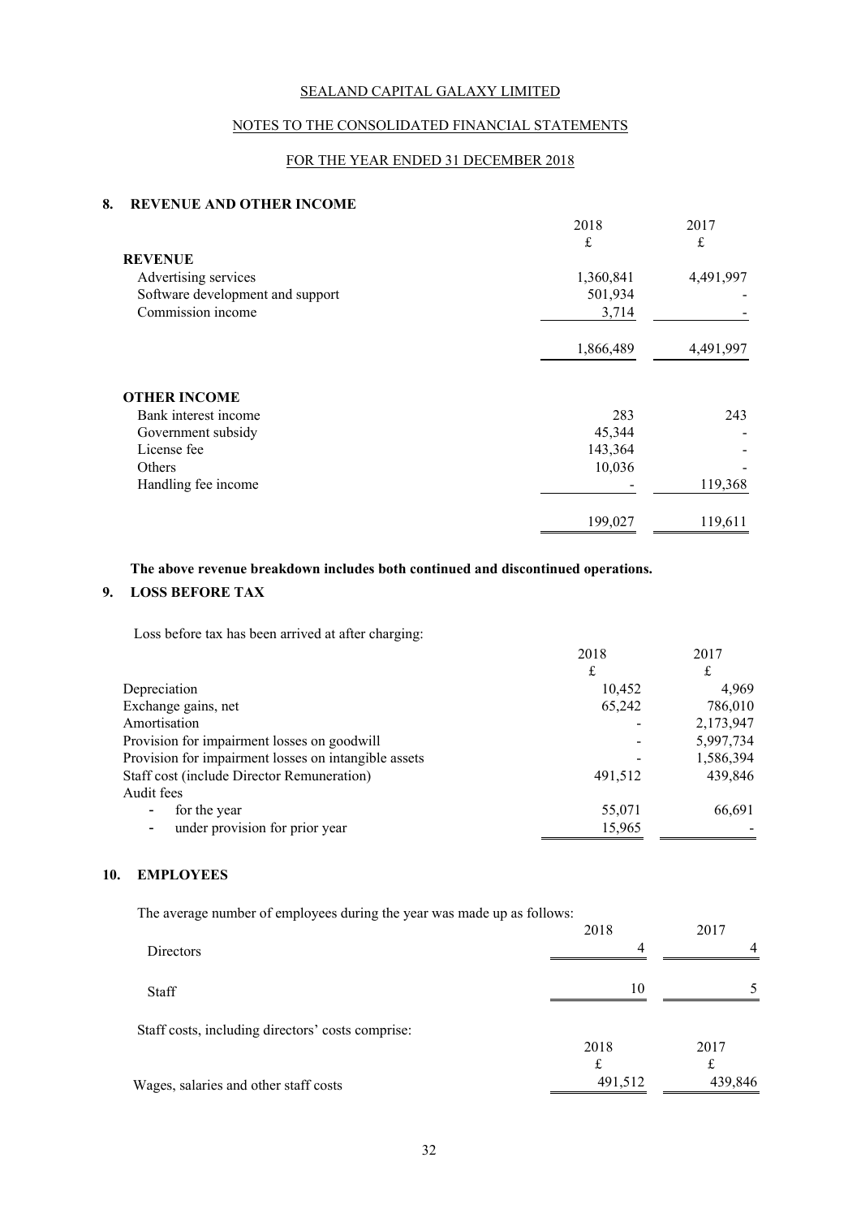SEALAND CAPITAL GALAXY LIMITED

NOTES TO THE CONSOLIDATED FINANCIAL STATEMENTS

FOR THE YEAR ENDED 31 DECEMBER 2018

## 8. REVENUE AND OTHER INCOME

| | 2018 | 2017 |
|---|---|---|
| | £ | £ |
| **REVENUE** | | |
| Advertising services | 1,360,841 | 4,491,997 |
| Software development and support | 501,934 | - |
| Commission income | 3,714 | - |
| | 1,866,489 | 4,491,997 |
| **OTHER INCOME** | | |
| Bank interest income | 283 | 243 |
| Government subsidy | 45,344 | - |
| License fee | 143,364 | - |
| Others | 10,036 | - |
| Handling fee income | - | 119,368 |
| | 199,027 | 119,611 |

**The above revenue breakdown includes both continued and discontinued operations.**

## 9. LOSS BEFORE TAX

Loss before tax has been arrived at after charging:

| | 2018 | 2017 |
|---|---|---|
| | £ | £ |
| Depreciation | 10,452 | 4,969 |
| Exchange gains, net | 65,242 | 786,010 |
| Amortisation | - | 2,173,947 |
| Provision for impairment losses on goodwill | - | 5,997,734 |
| Provision for impairment losses on intangible assets | - | 1,586,394 |
| Staff cost (include Director Remuneration) | 491,512 | 439,846 |
| Audit fees | | |
| - for the year | 55,071 | 66,691 |
| - under provision for prior year | 15,965 | - |

## 10. EMPLOYEES

The average number of employees during the year was made up as follows:

| | 2018 | 2017 |
|---|---|---|
| Directors | 4 | 4 |
| Staff | 10 | 5 |

Staff costs, including directors' costs comprise:

| | 2018 | 2017 |
|---|---|---|
| | £ | £ |
| Wages, salaries and other staff costs | 491,512 | 439,846 |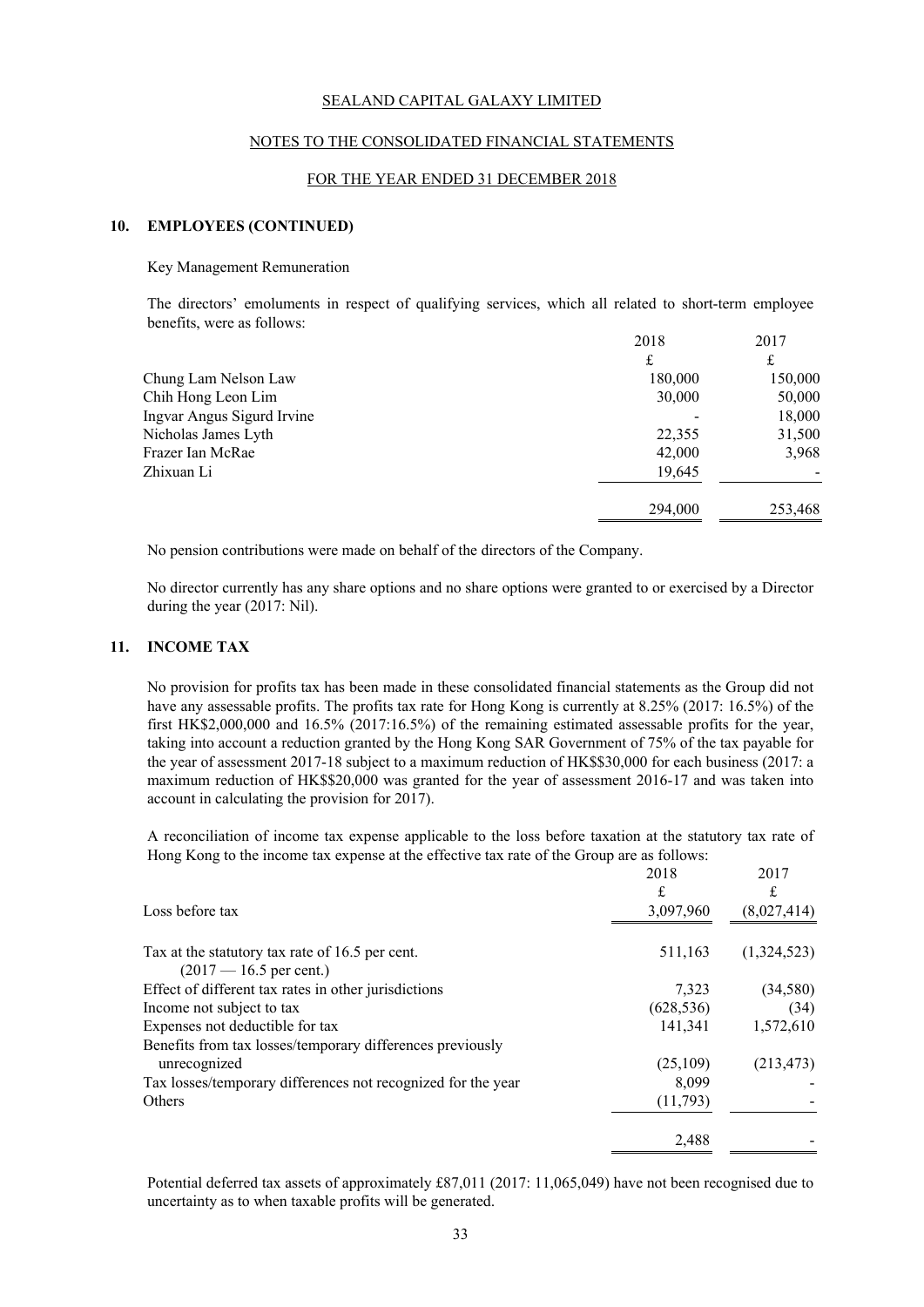SEALAND CAPITAL GALAXY LIMITED

NOTES TO THE CONSOLIDATED FINANCIAL STATEMENTS

FOR THE YEAR ENDED 31 DECEMBER 2018

## 10. EMPLOYEES (CONTINUED)

Key Management Remuneration

The directors' emoluments in respect of qualifying services, which all related to short-term employee benefits, were as follows:

| | 2018 | 2017 |
|---|---|---|
| | £ | £ |
| Chung Lam Nelson Law | 180,000 | 150,000 |
| Chih Hong Leon Lim | 30,000 | 50,000 |
| Ingvar Angus Sigurd Irvine | - | 18,000 |
| Nicholas James Lyth | 22,355 | 31,500 |
| Frazer Ian McRae | 42,000 | 3,968 |
| Zhixuan Li | 19,645 | - |
| | 294,000 | 253,468 |

No pension contributions were made on behalf of the directors of the Company.

No director currently has any share options and no share options were granted to or exercised by a Director during the year (2017: Nil).

## 11. INCOME TAX

No provision for profits tax has been made in these consolidated financial statements as the Group did not have any assessable profits. The profits tax rate for Hong Kong is currently at 8.25% (2017: 16.5%) of the first HK$2,000,000 and 16.5% (2017:16.5%) of the remaining estimated assessable profits for the year, taking into account a reduction granted by the Hong Kong SAR Government of 75% of the tax payable for the year of assessment 2017-18 subject to a maximum reduction of HK$$30,000 for each business (2017: a maximum reduction of HK$$20,000 was granted for the year of assessment 2016-17 and was taken into account in calculating the provision for 2017).

A reconciliation of income tax expense applicable to the loss before taxation at the statutory tax rate of Hong Kong to the income tax expense at the effective tax rate of the Group are as follows:

| | 2018 | 2017 |
|---|---|---|
| | £ | £ |
| Loss before tax | 3,097,960 | (8,027,414) |
| Tax at the statutory tax rate of 16.5 per cent. (2017 — 16.5 per cent.) | 511,163 | (1,324,523) |
| Effect of different tax rates in other jurisdictions | 7,323 | (34,580) |
| Income not subject to tax | (628,536) | (34) |
| Expenses not deductible for tax | 141,341 | 1,572,610 |
| Benefits from tax losses/temporary differences previously unrecognized | (25,109) | (213,473) |
| Tax losses/temporary differences not recognized for the year | 8,099 | - |
| Others | (11,793) | - |
| | 2,488 | - |

Potential deferred tax assets of approximately £87,011 (2017: 11,065,049) have not been recognised due to uncertainty as to when taxable profits will be generated.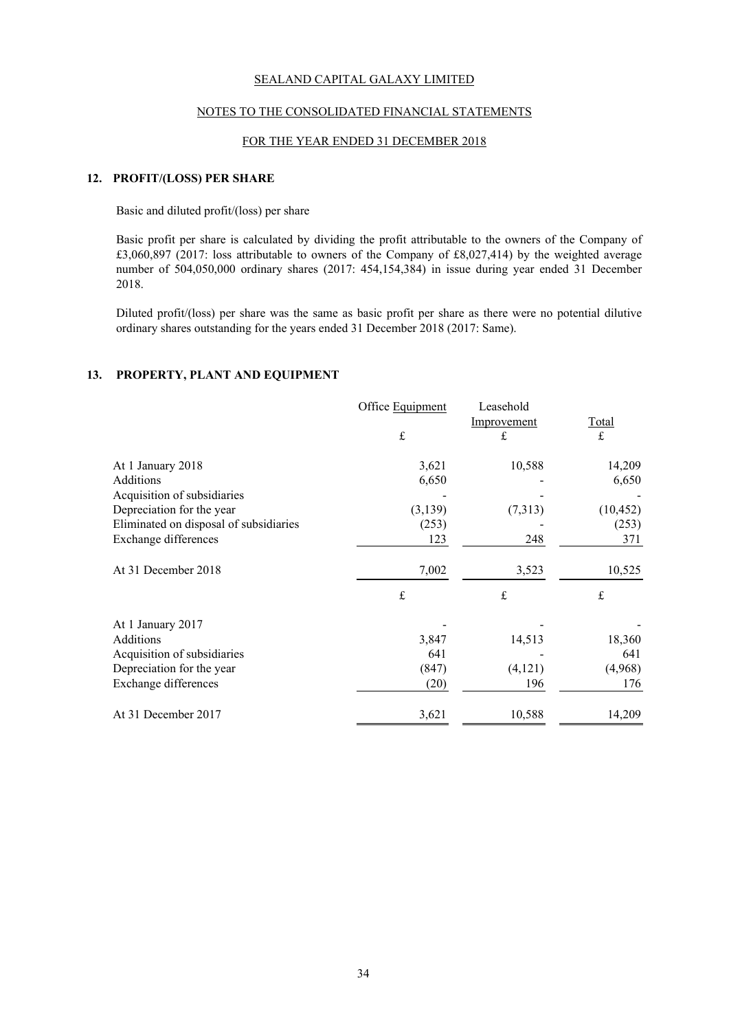SEALAND CAPITAL GALAXY LIMITED

NOTES TO THE CONSOLIDATED FINANCIAL STATEMENTS

FOR THE YEAR ENDED 31 DECEMBER 2018

## 12. PROFIT/(LOSS) PER SHARE

Basic and diluted profit/(loss) per share

Basic profit per share is calculated by dividing the profit attributable to the owners of the Company of £3,060,897 (2017: loss attributable to owners of the Company of £8,027,414) by the weighted average number of 504,050,000 ordinary shares (2017: 454,154,384) in issue during year ended 31 December 2018.

Diluted profit/(loss) per share was the same as basic profit per share as there were no potential dilutive ordinary shares outstanding for the years ended 31 December 2018 (2017: Same).

## 13. PROPERTY, PLANT AND EQUIPMENT

| | Office Equipment | Leasehold Improvement | Total |
|---|---|---|---|
| | £ | £ | £ |
| At 1 January 2018 | 3,621 | 10,588 | 14,209 |
| Additions | 6,650 | - | 6,650 |
| Acquisition of subsidiaries | - | - | - |
| Depreciation for the year | (3,139) | (7,313) | (10,452) |
| Eliminated on disposal of subsidiaries | (253) | - | (253) |
| Exchange differences | 123 | 248 | 371 |
| At 31 December 2018 | 7,002 | 3,523 | 10,525 |
| | £ | £ | £ |
| At 1 January 2017 | - | - | - |
| Additions | 3,847 | 14,513 | 18,360 |
| Acquisition of subsidiaries | 641 | - | 641 |
| Depreciation for the year | (847) | (4,121) | (4,968) |
| Exchange differences | (20) | 196 | 176 |
| At 31 December 2017 | 3,621 | 10,588 | 14,209 |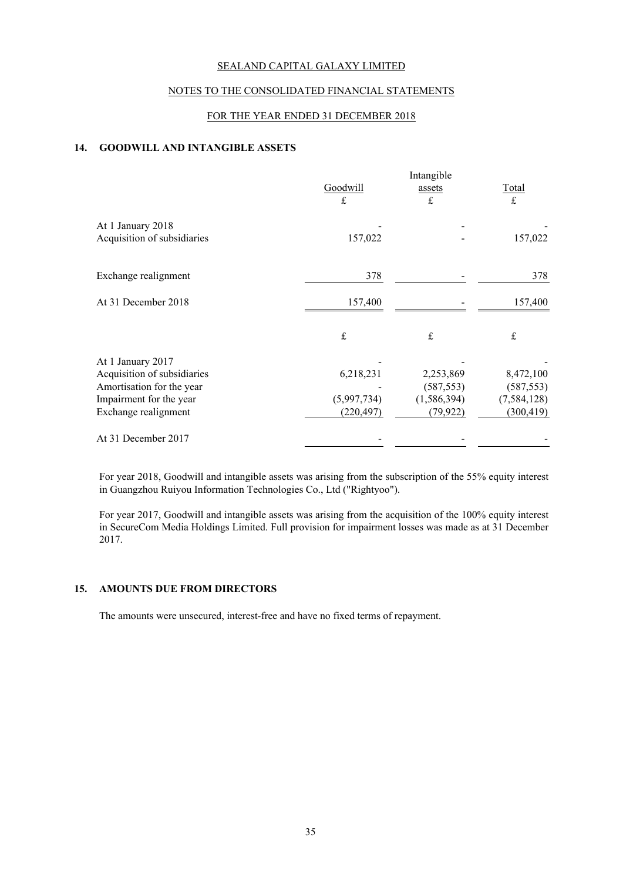SEALAND CAPITAL GALAXY LIMITED

NOTES TO THE CONSOLIDATED FINANCIAL STATEMENTS

FOR THE YEAR ENDED 31 DECEMBER 2018

## 14. GOODWILL AND INTANGIBLE ASSETS

| | Goodwill | Intangible assets | Total |
|---|---|---|---|
| | £ | £ | £ |
| At 1 January 2018 | - | - | - |
| Acquisition of subsidiaries | 157,022 | - | 157,022 |
| Exchange realignment | 378 | - | 378 |
| At 31 December 2018 | 157,400 | - | 157,400 |
| | £ | £ | £ |
| At 1 January 2017 | - | - | - |
| Acquisition of subsidiaries | 6,218,231 | 2,253,869 | 8,472,100 |
| Amortisation for the year | - | (587,553) | (587,553) |
| Impairment for the year | (5,997,734) | (1,586,394) | (7,584,128) |
| Exchange realignment | (220,497) | (79,922) | (300,419) |
| At 31 December 2017 | - | - | - |

For year 2018, Goodwill and intangible assets was arising from the subscription of the 55% equity interest in Guangzhou Ruiyou Information Technologies Co., Ltd ("Rightyoo").

For year 2017, Goodwill and intangible assets was arising from the acquisition of the 100% equity interest in SecureCom Media Holdings Limited. Full provision for impairment losses was made as at 31 December 2017.

## 15. AMOUNTS DUE FROM DIRECTORS

The amounts were unsecured, interest-free and have no fixed terms of repayment.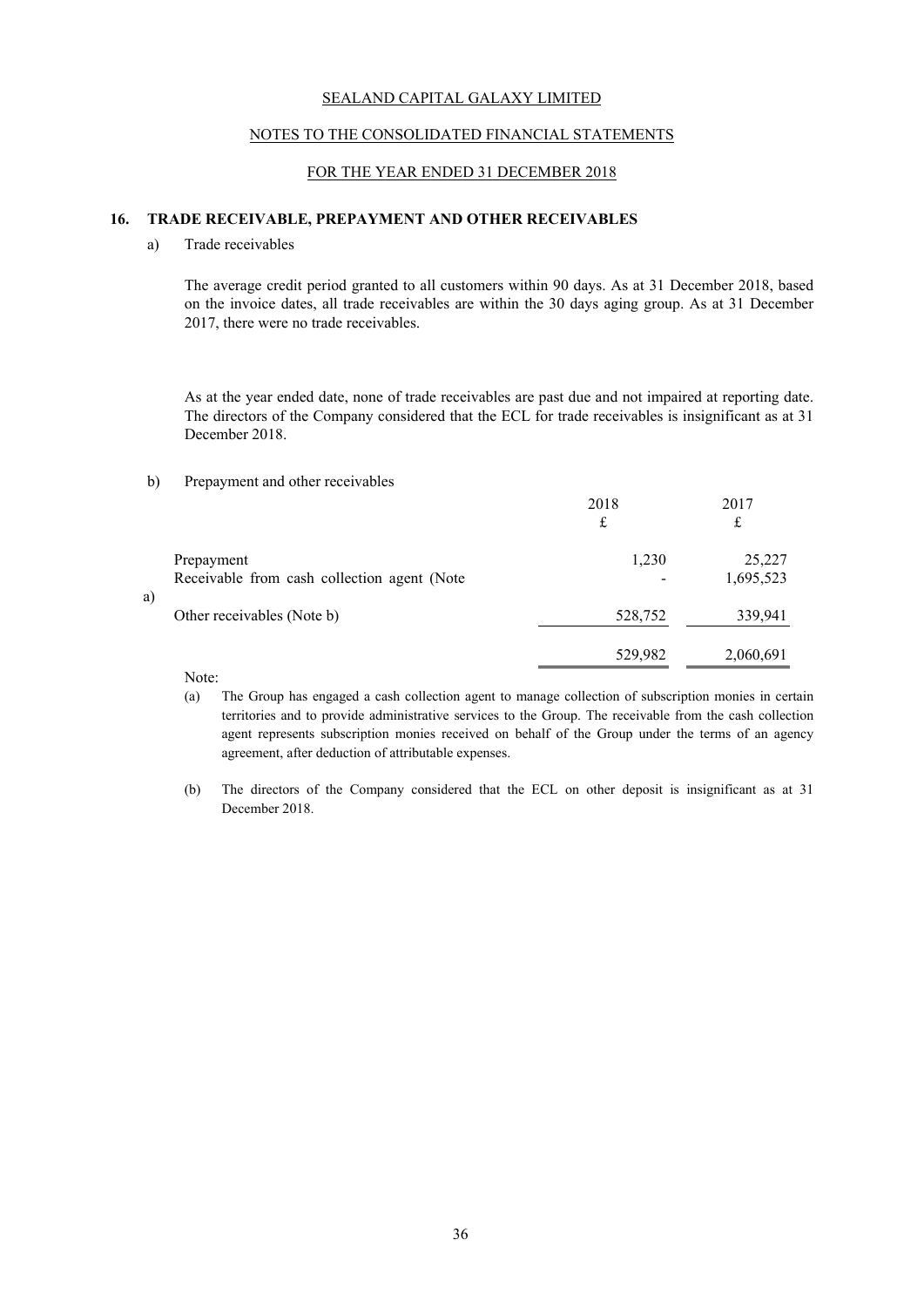## 16. TRADE RECEIVABLE, PREPAYMENT AND OTHER RECEIVABLES

a) Trade receivables

The average credit period granted to all customers within 90 days. As at 31 December 2018, based on the invoice dates, all trade receivables are within the 30 days aging group. As at 31 December 2017, there were no trade receivables.

As at the year ended date, none of trade receivables are past due and not impaired at reporting date. The directors of the Company considered that the ECL for trade receivables is insignificant as at 31 December 2018.

b) Prepayment and other receivables

| | 2018 £ | 2017 £ |
|---|---|---|
| Prepayment | 1,230 | 25,227 |
| Receivable from cash collection agent (Note a) | - | 1,695,523 |
| Other receivables (Note b) | 528,752 | 339,941 |
| | 529,982 | 2,060,691 |

Note:

(a) The Group has engaged a cash collection agent to manage collection of subscription monies in certain territories and to provide administrative services to the Group. The receivable from the cash collection agent represents subscription monies received on behalf of the Group under the terms of an agency agreement, after deduction of attributable expenses.

(b) The directors of the Company considered that the ECL on other deposit is insignificant as at 31 December 2018.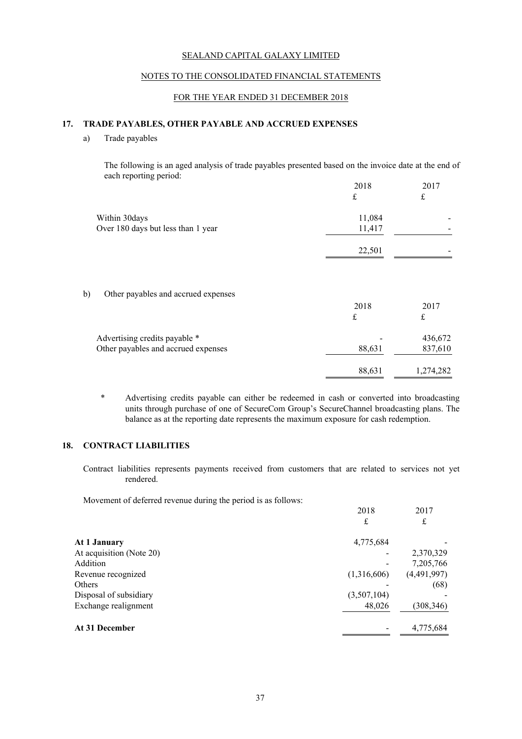SEALAND CAPITAL GALAXY LIMITED

NOTES TO THE CONSOLIDATED FINANCIAL STATEMENTS

FOR THE YEAR ENDED 31 DECEMBER 2018

## 17. TRADE PAYABLES, OTHER PAYABLE AND ACCRUED EXPENSES

a) Trade payables

The following is an aged analysis of trade payables presented based on the invoice date at the end of each reporting period:

| | 2018 | 2017 |
|---|---|---|
| | £ | £ |
| Within 30days | 11,084 | - |
| Over 180 days but less than 1 year | 11,417 | - |
| | 22,501 | - |

b) Other payables and accrued expenses

| | 2018 | 2017 |
|---|---|---|
| | £ | £ |
| Advertising credits payable * | - | 436,672 |
| Other payables and accrued expenses | 88,631 | 837,610 |
| | 88,631 | 1,274,282 |

\* Advertising credits payable can either be redeemed in cash or converted into broadcasting units through purchase of one of SecureCom Group's SecureChannel broadcasting plans. The balance as at the reporting date represents the maximum exposure for cash redemption.

## 18. CONTRACT LIABILITIES

Contract liabilities represents payments received from customers that are related to services not yet rendered.

Movement of deferred revenue during the period is as follows:

| | 2018 | 2017 |
|---|---|---|
| | £ | £ |
| **At 1 January** | 4,775,684 | - |
| At acquisition (Note 20) | - | 2,370,329 |
| Addition | - | 7,205,766 |
| Revenue recognized | (1,316,606) | (4,491,997) |
| Others | - | (68) |
| Disposal of subsidiary | (3,507,104) | - |
| Exchange realignment | 48,026 | (308,346) |
| **At 31 December** | - | 4,775,684 |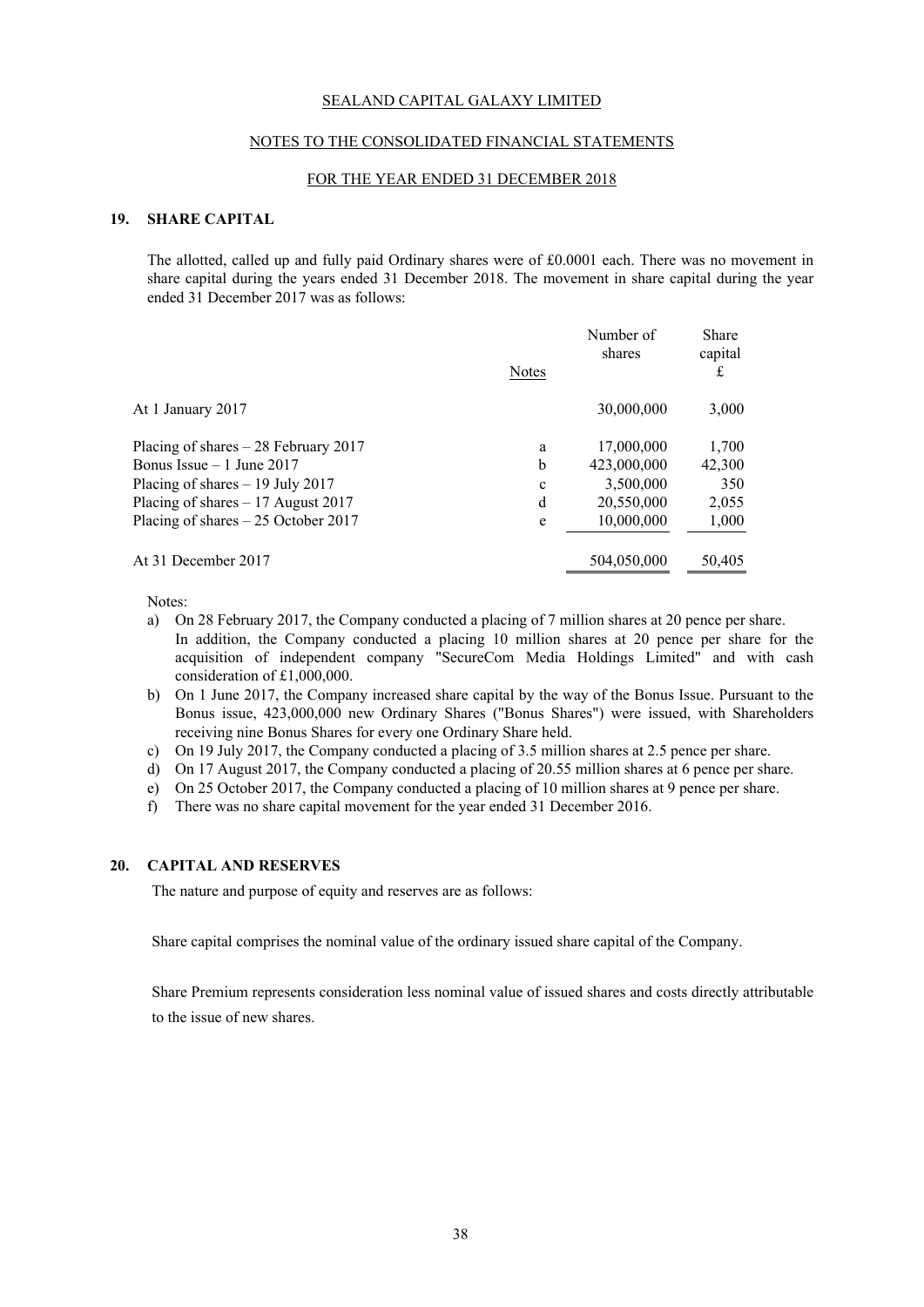SEALAND CAPITAL GALAXY LIMITED

NOTES TO THE CONSOLIDATED FINANCIAL STATEMENTS

FOR THE YEAR ENDED 31 DECEMBER 2018

## 19. SHARE CAPITAL

The allotted, called up and fully paid Ordinary shares were of £0.0001 each. There was no movement in share capital during the years ended 31 December 2018. The movement in share capital during the year ended 31 December 2017 was as follows:

| | Notes | Number of shares | Share capital £ |
|---|---|---|---|
| At 1 January 2017 | | 30,000,000 | 3,000 |
| Placing of shares – 28 February 2017 | a | 17,000,000 | 1,700 |
| Bonus Issue – 1 June 2017 | b | 423,000,000 | 42,300 |
| Placing of shares – 19 July 2017 | c | 3,500,000 | 350 |
| Placing of shares – 17 August 2017 | d | 20,550,000 | 2,055 |
| Placing of shares – 25 October 2017 | e | 10,000,000 | 1,000 |
| At 31 December 2017 | | 504,050,000 | 50,405 |

Notes:

a) On 28 February 2017, the Company conducted a placing of 7 million shares at 20 pence per share. In addition, the Company conducted a placing 10 million shares at 20 pence per share for the acquisition of independent company "SecureCom Media Holdings Limited" and with cash consideration of £1,000,000.
b) On 1 June 2017, the Company increased share capital by the way of the Bonus Issue. Pursuant to the Bonus issue, 423,000,000 new Ordinary Shares ("Bonus Shares") were issued, with Shareholders receiving nine Bonus Shares for every one Ordinary Share held.
c) On 19 July 2017, the Company conducted a placing of 3.5 million shares at 2.5 pence per share.
d) On 17 August 2017, the Company conducted a placing of 20.55 million shares at 6 pence per share.
e) On 25 October 2017, the Company conducted a placing of 10 million shares at 9 pence per share.
f) There was no share capital movement for the year ended 31 December 2016.

## 20. CAPITAL AND RESERVES

The nature and purpose of equity and reserves are as follows:

Share capital comprises the nominal value of the ordinary issued share capital of the Company.

Share Premium represents consideration less nominal value of issued shares and costs directly attributable to the issue of new shares.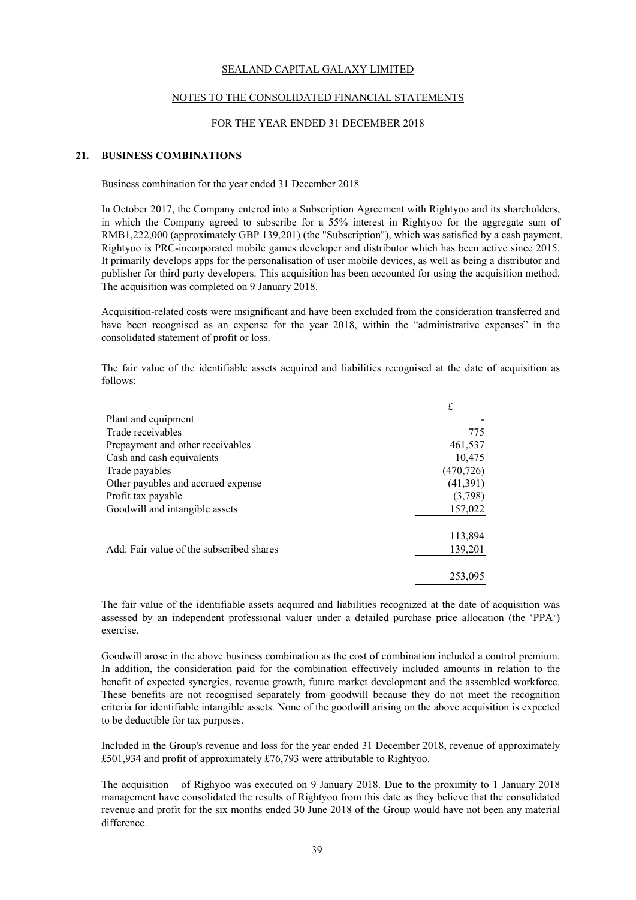SEALAND CAPITAL GALAXY LIMITED

NOTES TO THE CONSOLIDATED FINANCIAL STATEMENTS

FOR THE YEAR ENDED 31 DECEMBER 2018

## 21. BUSINESS COMBINATIONS

Business combination for the year ended 31 December 2018

In October 2017, the Company entered into a Subscription Agreement with Rightyoo and its shareholders, in which the Company agreed to subscribe for a 55% interest in Rightyoo for the aggregate sum of RMB1,222,000 (approximately GBP 139,201) (the "Subscription"), which was satisfied by a cash payment. Rightyoo is PRC-incorporated mobile games developer and distributor which has been active since 2015. It primarily develops apps for the personalisation of user mobile devices, as well as being a distributor and publisher for third party developers. This acquisition has been accounted for using the acquisition method. The acquisition was completed on 9 January 2018.

Acquisition-related costs were insignificant and have been excluded from the consideration transferred and have been recognised as an expense for the year 2018, within the "administrative expenses" in the consolidated statement of profit or loss.

The fair value of the identifiable assets acquired and liabilities recognised at the date of acquisition as follows:

| | £ |
|---|---|
| Plant and equipment | - |
| Trade receivables | 775 |
| Prepayment and other receivables | 461,537 |
| Cash and cash equivalents | 10,475 |
| Trade payables | (470,726) |
| Other payables and accrued expense | (41,391) |
| Profit tax payable | (3,798) |
| Goodwill and intangible assets | 157,022 |
| | 113,894 |
| Add: Fair value of the subscribed shares | 139,201 |
| | 253,095 |

The fair value of the identifiable assets acquired and liabilities recognized at the date of acquisition was assessed by an independent professional valuer under a detailed purchase price allocation (the 'PPA') exercise.

Goodwill arose in the above business combination as the cost of combination included a control premium. In addition, the consideration paid for the combination effectively included amounts in relation to the benefit of expected synergies, revenue growth, future market development and the assembled workforce. These benefits are not recognised separately from goodwill because they do not meet the recognition criteria for identifiable intangible assets. None of the goodwill arising on the above acquisition is expected to be deductible for tax purposes.

Included in the Group's revenue and loss for the year ended 31 December 2018, revenue of approximately £501,934 and profit of approximately £76,793 were attributable to Rightyoo.

The acquisition of Righyoo was executed on 9 January 2018. Due to the proximity to 1 January 2018 management have consolidated the results of Rightyoo from this date as they believe that the consolidated revenue and profit for the six months ended 30 June 2018 of the Group would have not been any material difference.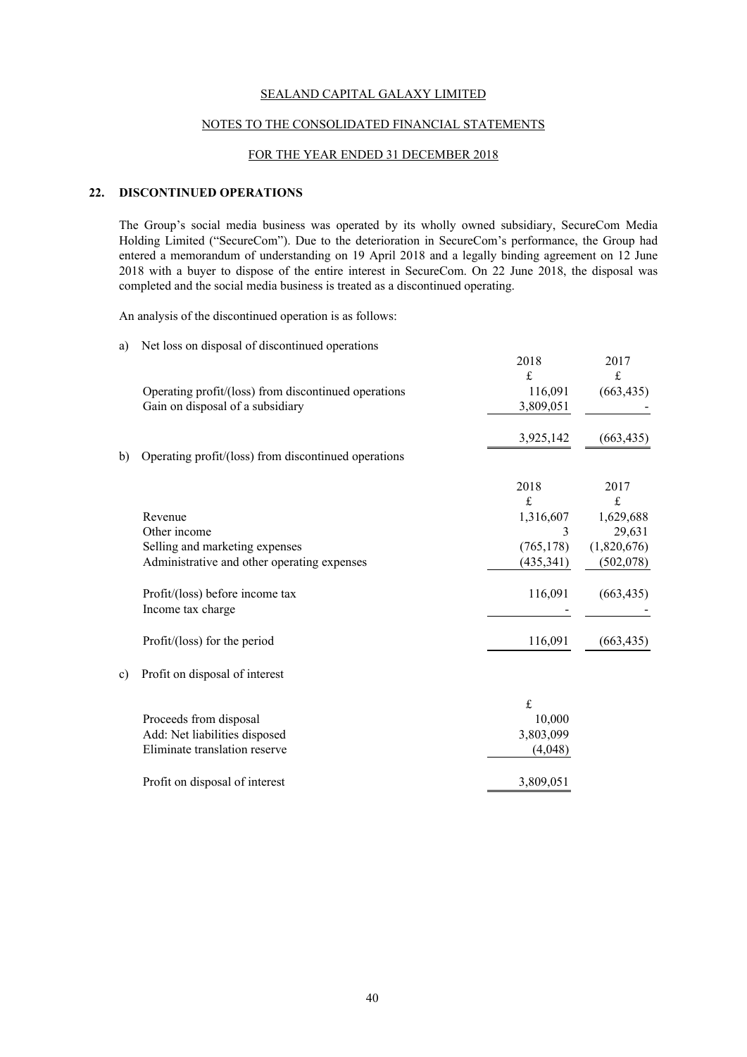SEALAND CAPITAL GALAXY LIMITED

NOTES TO THE CONSOLIDATED FINANCIAL STATEMENTS

FOR THE YEAR ENDED 31 DECEMBER 2018

## 22. DISCONTINUED OPERATIONS

The Group's social media business was operated by its wholly owned subsidiary, SecureCom Media Holding Limited ("SecureCom"). Due to the deterioration in SecureCom's performance, the Group had entered a memorandum of understanding on 19 April 2018 and a legally binding agreement on 12 June 2018 with a buyer to dispose of the entire interest in SecureCom. On 22 June 2018, the disposal was completed and the social media business is treated as a discontinued operating.

An analysis of the discontinued operation is as follows:

a) Net loss on disposal of discontinued operations

| | 2018 | 2017 |
|---|---|---|
| | £ | £ |
| Operating profit/(loss) from discontinued operations | 116,091 | (663,435) |
| Gain on disposal of a subsidiary | 3,809,051 | - |
| | 3,925,142 | (663,435) |

b) Operating profit/(loss) from discontinued operations

| | 2018 | 2017 |
|---|---|---|
| | £ | £ |
| Revenue | 1,316,607 | 1,629,688 |
| Other income | 3 | 29,631 |
| Selling and marketing expenses | (765,178) | (1,820,676) |
| Administrative and other operating expenses | (435,341) | (502,078) |
| Profit/(loss) before income tax | 116,091 | (663,435) |
| Income tax charge | - | - |
| Profit/(loss) for the period | 116,091 | (663,435) |

c) Profit on disposal of interest

| | £ |
|---|---|
| Proceeds from disposal | 10,000 |
| Add: Net liabilities disposed | 3,803,099 |
| Eliminate translation reserve | (4,048) |
| Profit on disposal of interest | 3,809,051 |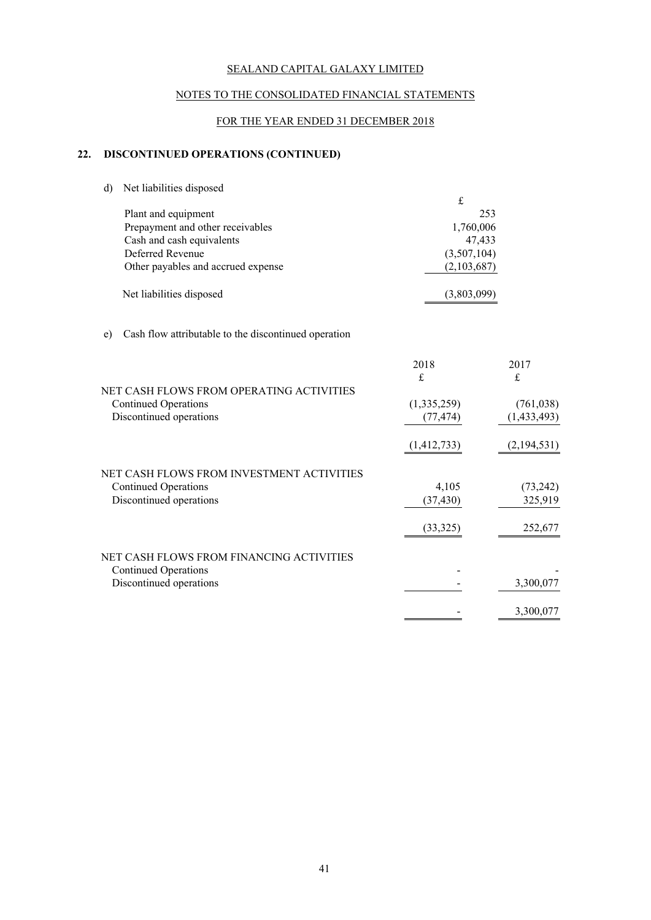SEALAND CAPITAL GALAXY LIMITED

NOTES TO THE CONSOLIDATED FINANCIAL STATEMENTS

FOR THE YEAR ENDED 31 DECEMBER 2018

## 22. DISCONTINUED OPERATIONS (CONTINUED)

d) Net liabilities disposed

| | £ |
|---|---|
| Plant and equipment | 253 |
| Prepayment and other receivables | 1,760,006 |
| Cash and cash equivalents | 47,433 |
| Deferred Revenue | (3,507,104) |
| Other payables and accrued expense | (2,103,687) |
| Net liabilities disposed | (3,803,099) |

e) Cash flow attributable to the discontinued operation

| | 2018 | 2017 |
|---|---|---|
| | £ | £ |
| NET CASH FLOWS FROM OPERATING ACTIVITIES | | |
| Continued Operations | (1,335,259) | (761,038) |
| Discontinued operations | (77,474) | (1,433,493) |
| | (1,412,733) | (2,194,531) |
| NET CASH FLOWS FROM INVESTMENT ACTIVITIES | | |
| Continued Operations | 4,105 | (73,242) |
| Discontinued operations | (37,430) | 325,919 |
| | (33,325) | 252,677 |
| NET CASH FLOWS FROM FINANCING ACTIVITIES | | |
| Continued Operations | - | - |
| Discontinued operations | - | 3,300,077 |
| | - | 3,300,077 |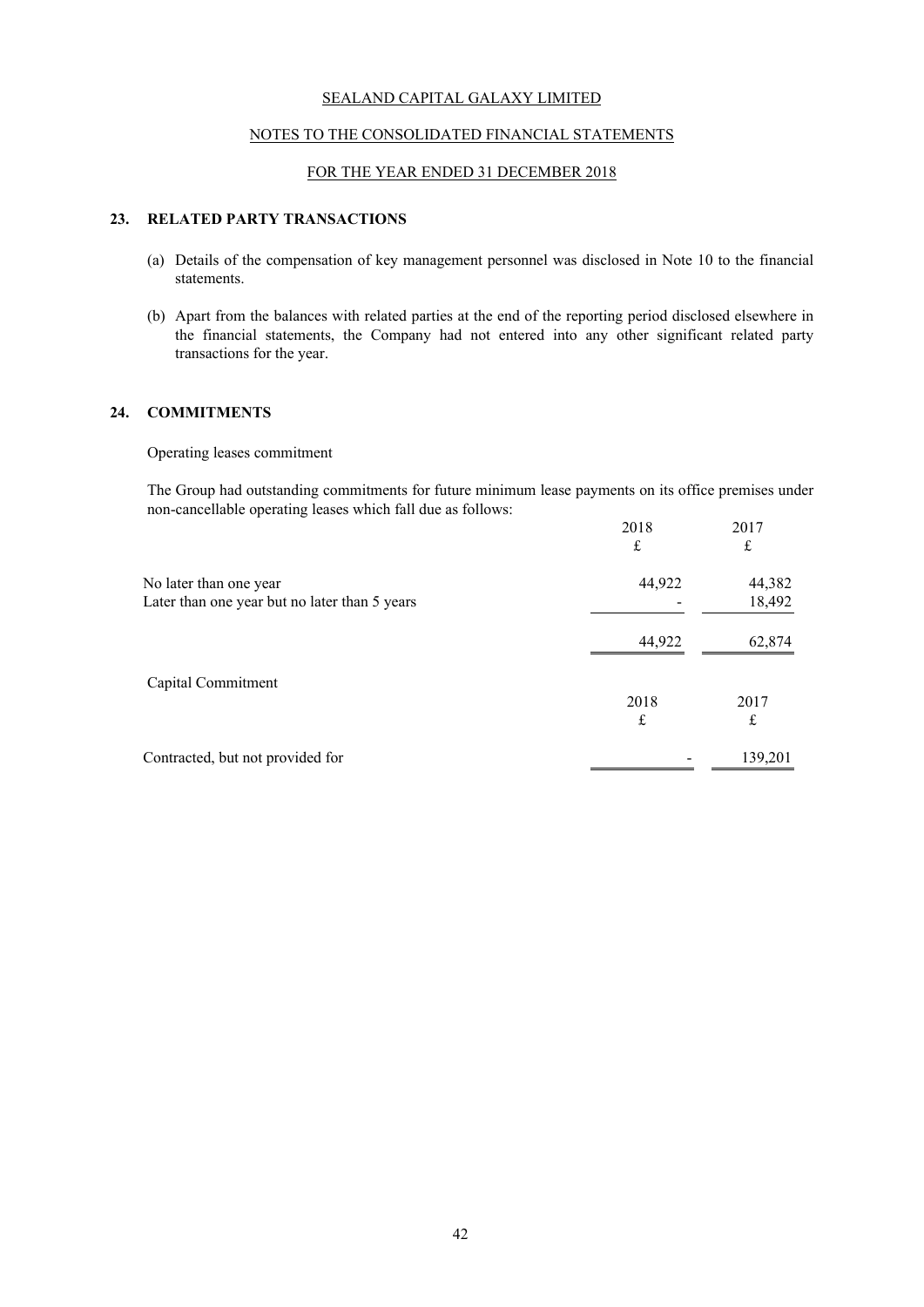SEALAND CAPITAL GALAXY LIMITED

NOTES TO THE CONSOLIDATED FINANCIAL STATEMENTS

FOR THE YEAR ENDED 31 DECEMBER 2018

## 23. RELATED PARTY TRANSACTIONS

(a) Details of the compensation of key management personnel was disclosed in Note 10 to the financial statements.

(b) Apart from the balances with related parties at the end of the reporting period disclosed elsewhere in the financial statements, the Company had not entered into any other significant related party transactions for the year.

## 24. COMMITMENTS

Operating leases commitment

The Group had outstanding commitments for future minimum lease payments on its office premises under non-cancellable operating leases which fall due as follows:

| | 2018 | 2017 |
|---|---|---|
| | £ | £ |
| No later than one year | 44,922 | 44,382 |
| Later than one year but no later than 5 years | - | 18,492 |
| | 44,922 | 62,874 |

Capital Commitment

| | 2018 | 2017 |
|---|---|---|
| | £ | £ |
| Contracted, but not provided for | - | 139,201 |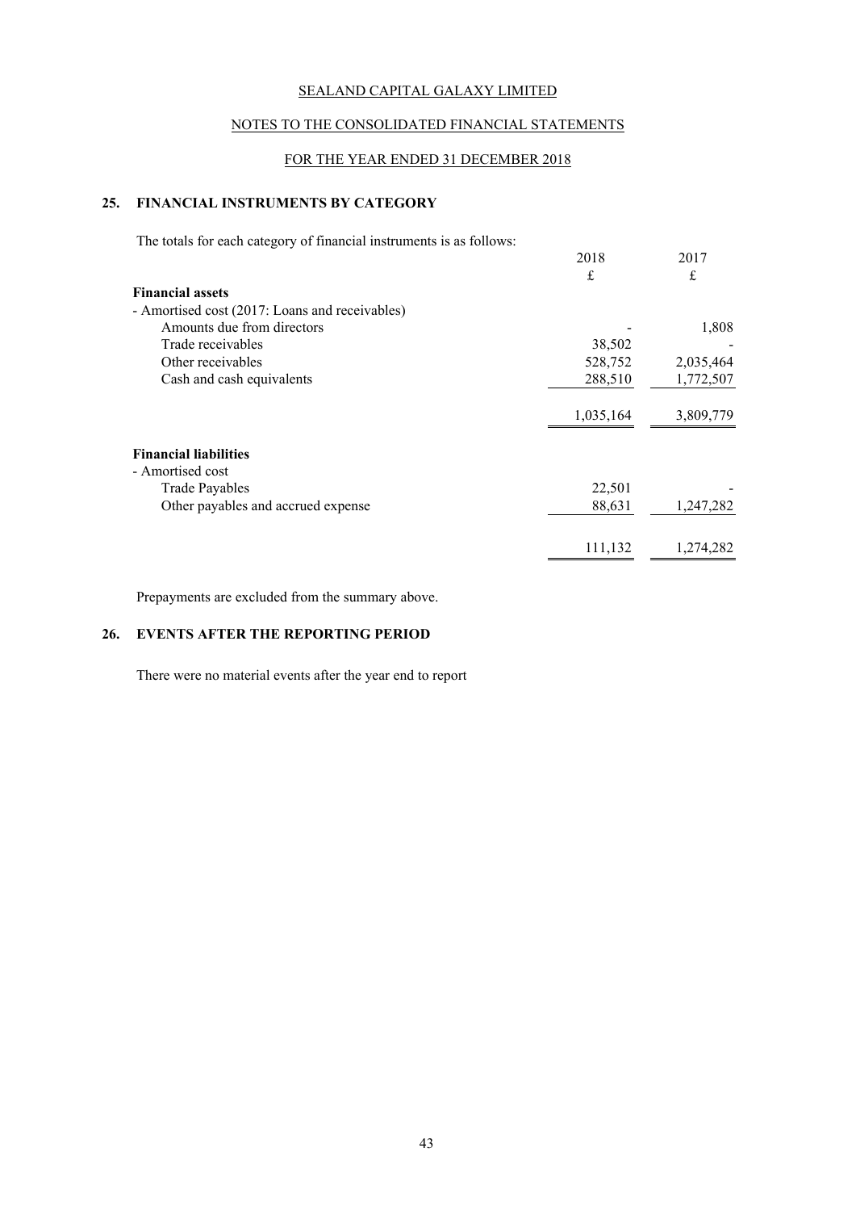## 25. FINANCIAL INSTRUMENTS BY CATEGORY

The totals for each category of financial instruments is as follows:

| | 2018 | 2017 |
|---|---|---|
| | £ | £ |
| **Financial assets** | | |
| - Amortised cost (2017: Loans and receivables) | | |
| Amounts due from directors | - | 1,808 |
| Trade receivables | 38,502 | - |
| Other receivables | 528,752 | 2,035,464 |
| Cash and cash equivalents | 288,510 | 1,772,507 |
| | 1,035,164 | 3,809,779 |
| **Financial liabilities** | | |
| - Amortised cost | | |
| Trade Payables | 22,501 | - |
| Other payables and accrued expense | 88,631 | 1,247,282 |
| | 111,132 | 1,274,282 |

Prepayments are excluded from the summary above.

## 26. EVENTS AFTER THE REPORTING PERIOD

There were no material events after the year end to report